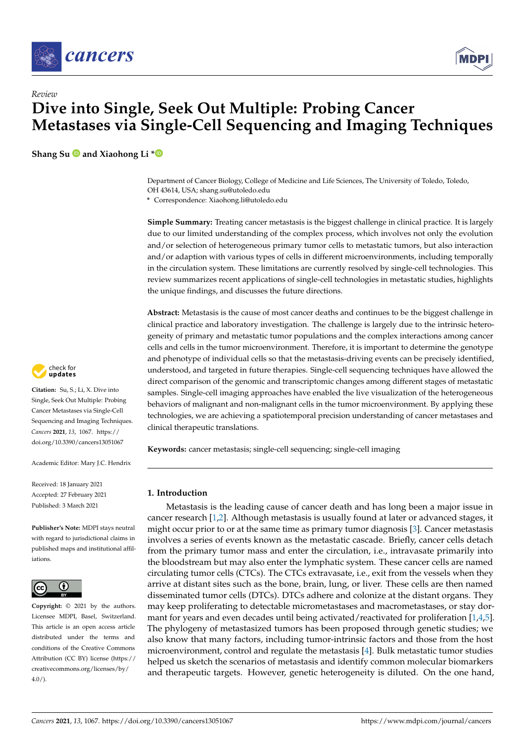*Review*

# Dive into Single, Seek Out Multiple: Probing Cancer Metastases via Single-Cell Sequencing and Imaging Techniques

**Shang Su and Xiaohong Li ***

Department of Cancer Biology, College of Medicine and Life Sciences, The University of Toledo, Toledo, OH 43614, USA; shang.su@utoledo.edu

* Correspondence: Xiaohong.li@utoledo.edu

**Simple Summary:** Treating cancer metastasis is the biggest challenge in clinical practice. It is largely due to our limited understanding of the complex process, which involves not only the evolution and/or selection of heterogeneous primary tumor cells to metastatic tumors, but also interaction and/or adaption with various types of cells in different microenvironments, including temporally in the circulation system. These limitations are currently resolved by single-cell technologies. This review summarizes recent applications of single-cell technologies in metastatic studies, highlights the unique findings, and discusses the future directions.

**Abstract:** Metastasis is the cause of most cancer deaths and continues to be the biggest challenge in clinical practice and laboratory investigation. The challenge is largely due to the intrinsic heterogeneity of primary and metastatic tumor populations and the complex interactions among cancer cells and cells in the tumor microenvironment. Therefore, it is important to determine the genotype and phenotype of individual cells so that the metastasis-driving events can be precisely identified, understood, and targeted in future therapies. Single-cell sequencing techniques have allowed the direct comparison of the genomic and transcriptomic changes among different stages of metastatic samples. Single-cell imaging approaches have enabled the live visualization of the heterogeneous behaviors of malignant and non-malignant cells in the tumor microenvironment. By applying these technologies, we are achieving a spatiotemporal precision understanding of cancer metastases and clinical therapeutic translations.

**Keywords:** cancer metastasis; single-cell sequencing; single-cell imaging

**Citation:** Su, S.; Li, X. Dive into Single, Seek Out Multiple: Probing Cancer Metastases via Single-Cell Sequencing and Imaging Techniques. *Cancers* **2021**, *13*, 1067. https://doi.org/10.3390/cancers13051067

Academic Editor: Mary J.C. Hendrix

Received: 18 January 2021
Accepted: 27 February 2021
Published: 3 March 2021

**Publisher's Note:** MDPI stays neutral with regard to jurisdictional claims in published maps and institutional affiliations.

**Copyright:** © 2021 by the authors. Licensee MDPI, Basel, Switzerland. This article is an open access article distributed under the terms and conditions of the Creative Commons Attribution (CC BY) license (https://creativecommons.org/licenses/by/4.0/).

## 1. Introduction

Metastasis is the leading cause of cancer death and has long been a major issue in cancer research [1,2]. Although metastasis is usually found at later or advanced stages, it might occur prior to or at the same time as primary tumor diagnosis [3]. Cancer metastasis involves a series of events known as the metastatic cascade. Briefly, cancer cells detach from the primary tumor mass and enter the circulation, i.e., intravasate primarily into the bloodstream but may also enter the lymphatic system. These cancer cells are named circulating tumor cells (CTCs). The CTCs extravasate, i.e., exit from the vessels when they arrive at distant sites such as the bone, brain, lung, or liver. These cells are then named disseminated tumor cells (DTCs). DTCs adhere and colonize at the distant organs. They may keep proliferating to detectable micrometastases and macrometastases, or stay dormant for years and even decades until being activated/reactivated for proliferation [1,4,5]. The phylogeny of metastasized tumors has been proposed through genetic studies; we also know that many factors, including tumor-intrinsic factors and those from the host microenvironment, control and regulate the metastasis [4]. Bulk metastatic tumor studies helped us sketch the scenarios of metastasis and identify common molecular biomarkers and therapeutic targets. However, genetic heterogeneity is diluted. On the one hand,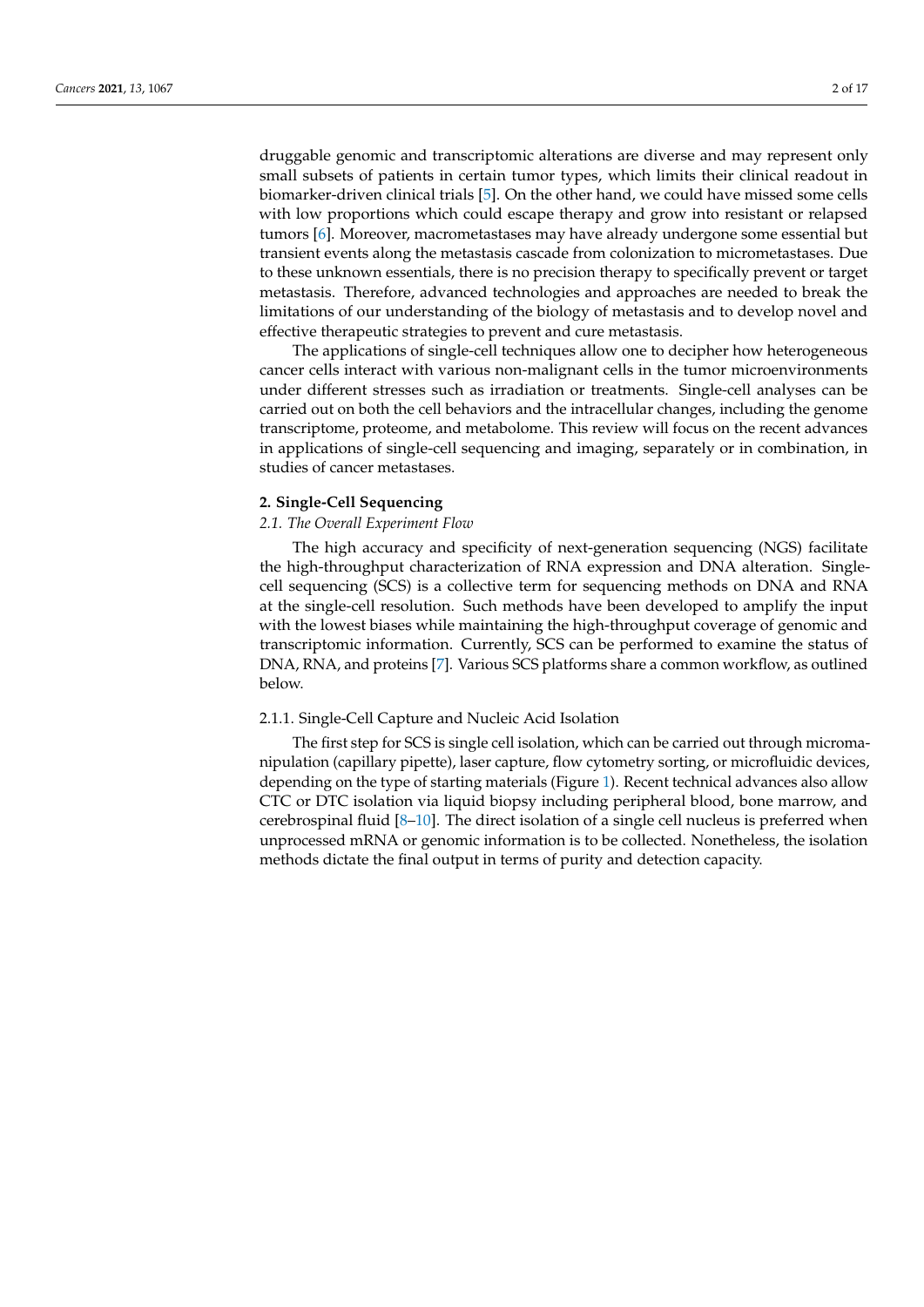druggable genomic and transcriptomic alterations are diverse and may represent only small subsets of patients in certain tumor types, which limits their clinical readout in biomarker-driven clinical trials [5]. On the other hand, we could have missed some cells with low proportions which could escape therapy and grow into resistant or relapsed tumors [6]. Moreover, macrometastases may have already undergone some essential but transient events along the metastasis cascade from colonization to micrometastases. Due to these unknown essentials, there is no precision therapy to specifically prevent or target metastasis. Therefore, advanced technologies and approaches are needed to break the limitations of our understanding of the biology of metastasis and to develop novel and effective therapeutic strategies to prevent and cure metastasis.

The applications of single-cell techniques allow one to decipher how heterogeneous cancer cells interact with various non-malignant cells in the tumor microenvironments under different stresses such as irradiation or treatments. Single-cell analyses can be carried out on both the cell behaviors and the intracellular changes, including the genome transcriptome, proteome, and metabolome. This review will focus on the recent advances in applications of single-cell sequencing and imaging, separately or in combination, in studies of cancer metastases.

## 2. Single-Cell Sequencing

### *2.1. The Overall Experiment Flow*

The high accuracy and specificity of next-generation sequencing (NGS) facilitate the high-throughput characterization of RNA expression and DNA alteration. Single-cell sequencing (SCS) is a collective term for sequencing methods on DNA and RNA at the single-cell resolution. Such methods have been developed to amplify the input with the lowest biases while maintaining the high-throughput coverage of genomic and transcriptomic information. Currently, SCS can be performed to examine the status of DNA, RNA, and proteins [7]. Various SCS platforms share a common workflow, as outlined below.

#### 2.1.1. Single-Cell Capture and Nucleic Acid Isolation

The first step for SCS is single cell isolation, which can be carried out through micromanipulation (capillary pipette), laser capture, flow cytometry sorting, or microfluidic devices, depending on the type of starting materials (Figure 1). Recent technical advances also allow CTC or DTC isolation via liquid biopsy including peripheral blood, bone marrow, and cerebrospinal fluid [8–10]. The direct isolation of a single cell nucleus is preferred when unprocessed mRNA or genomic information is to be collected. Nonetheless, the isolation methods dictate the final output in terms of purity and detection capacity.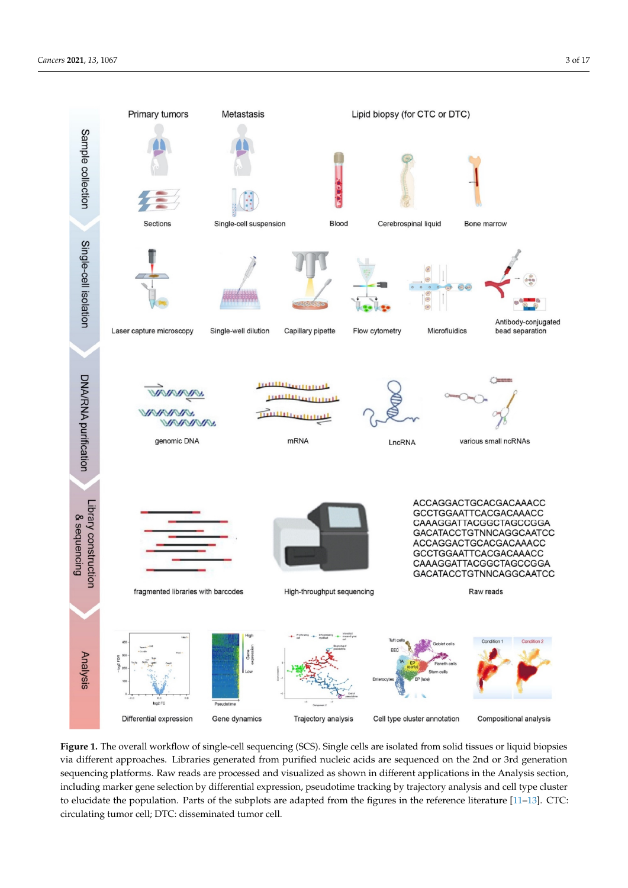**Figure 1.** The overall workflow of single-cell sequencing (SCS). Single cells are isolated from solid tissues or liquid biopsies via different approaches. Libraries generated from purified nucleic acids are sequenced on the 2nd or 3rd generation sequencing platforms. Raw reads are processed and visualized as shown in different applications in the Analysis section, including marker gene selection by differential expression, pseudotime tracking by trajectory analysis and cell type cluster to elucidate the population. Parts of the subplots are adapted from the figures in the reference literature [11–13]. CTC: circulating tumor cell; DTC: disseminated tumor cell.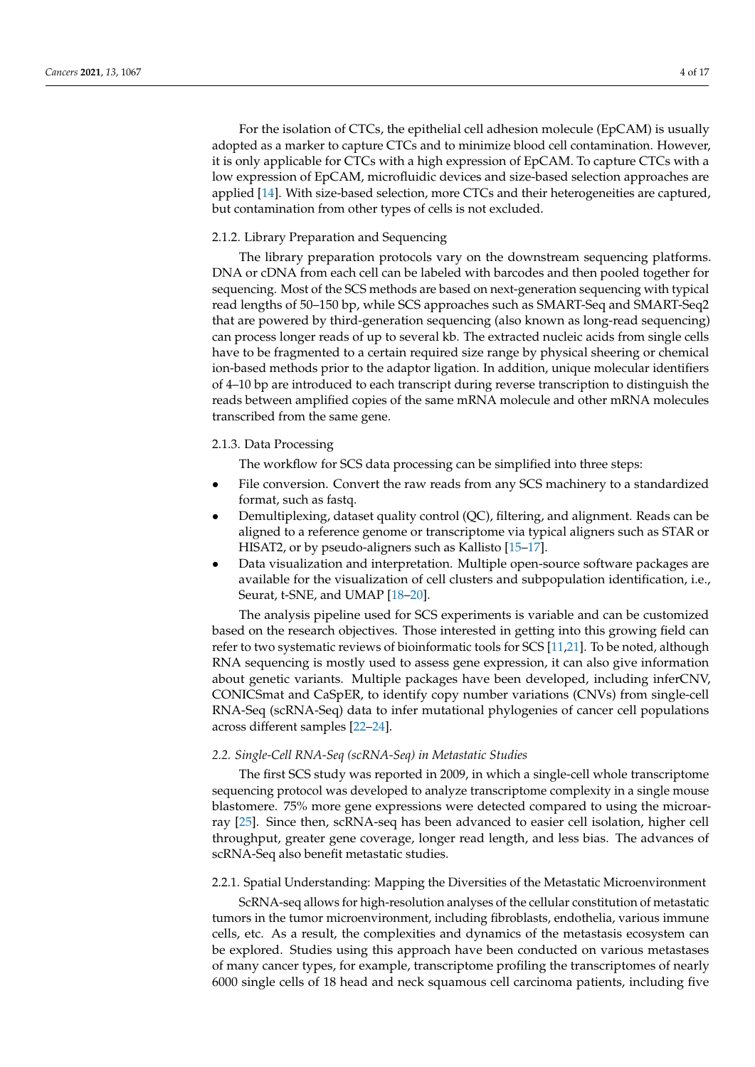For the isolation of CTCs, the epithelial cell adhesion molecule (EpCAM) is usually adopted as a marker to capture CTCs and to minimize blood cell contamination. However, it is only applicable for CTCs with a high expression of EpCAM. To capture CTCs with a low expression of EpCAM, microfluidic devices and size-based selection approaches are applied [14]. With size-based selection, more CTCs and their heterogeneities are captured, but contamination from other types of cells is not excluded.

#### 2.1.2. Library Preparation and Sequencing

The library preparation protocols vary on the downstream sequencing platforms. DNA or cDNA from each cell can be labeled with barcodes and then pooled together for sequencing. Most of the SCS methods are based on next-generation sequencing with typical read lengths of 50–150 bp, while SCS approaches such as SMART-Seq and SMART-Seq2 that are powered by third-generation sequencing (also known as long-read sequencing) can process longer reads of up to several kb. The extracted nucleic acids from single cells have to be fragmented to a certain required size range by physical sheering or chemical ion-based methods prior to the adaptor ligation. In addition, unique molecular identifiers of 4–10 bp are introduced to each transcript during reverse transcription to distinguish the reads between amplified copies of the same mRNA molecule and other mRNA molecules transcribed from the same gene.

#### 2.1.3. Data Processing

The workflow for SCS data processing can be simplified into three steps:

- File conversion. Convert the raw reads from any SCS machinery to a standardized format, such as fastq.
- Demultiplexing, dataset quality control (QC), filtering, and alignment. Reads can be aligned to a reference genome or transcriptome via typical aligners such as STAR or HISAT2, or by pseudo-aligners such as Kallisto [15–17].
- Data visualization and interpretation. Multiple open-source software packages are available for the visualization of cell clusters and subpopulation identification, i.e., Seurat, t-SNE, and UMAP [18–20].

The analysis pipeline used for SCS experiments is variable and can be customized based on the research objectives. Those interested in getting into this growing field can refer to two systematic reviews of bioinformatic tools for SCS [11,21]. To be noted, although RNA sequencing is mostly used to assess gene expression, it can also give information about genetic variants. Multiple packages have been developed, including inferCNV, CONICSmat and CaSpER, to identify copy number variations (CNVs) from single-cell RNA-Seq (scRNA-Seq) data to infer mutational phylogenies of cancer cell populations across different samples [22–24].

### *2.2. Single-Cell RNA-Seq (scRNA-Seq) in Metastatic Studies*

The first SCS study was reported in 2009, in which a single-cell whole transcriptome sequencing protocol was developed to analyze transcriptome complexity in a single mouse blastomere. 75% more gene expressions were detected compared to using the microarray [25]. Since then, scRNA-seq has been advanced to easier cell isolation, higher cell throughput, greater gene coverage, longer read length, and less bias. The advances of scRNA-Seq also benefit metastatic studies.

#### 2.2.1. Spatial Understanding: Mapping the Diversities of the Metastatic Microenvironment

ScRNA-seq allows for high-resolution analyses of the cellular constitution of metastatic tumors in the tumor microenvironment, including fibroblasts, endothelia, various immune cells, etc. As a result, the complexities and dynamics of the metastasis ecosystem can be explored. Studies using this approach have been conducted on various metastases of many cancer types, for example, transcriptome profiling the transcriptomes of nearly 6000 single cells of 18 head and neck squamous cell carcinoma patients, including five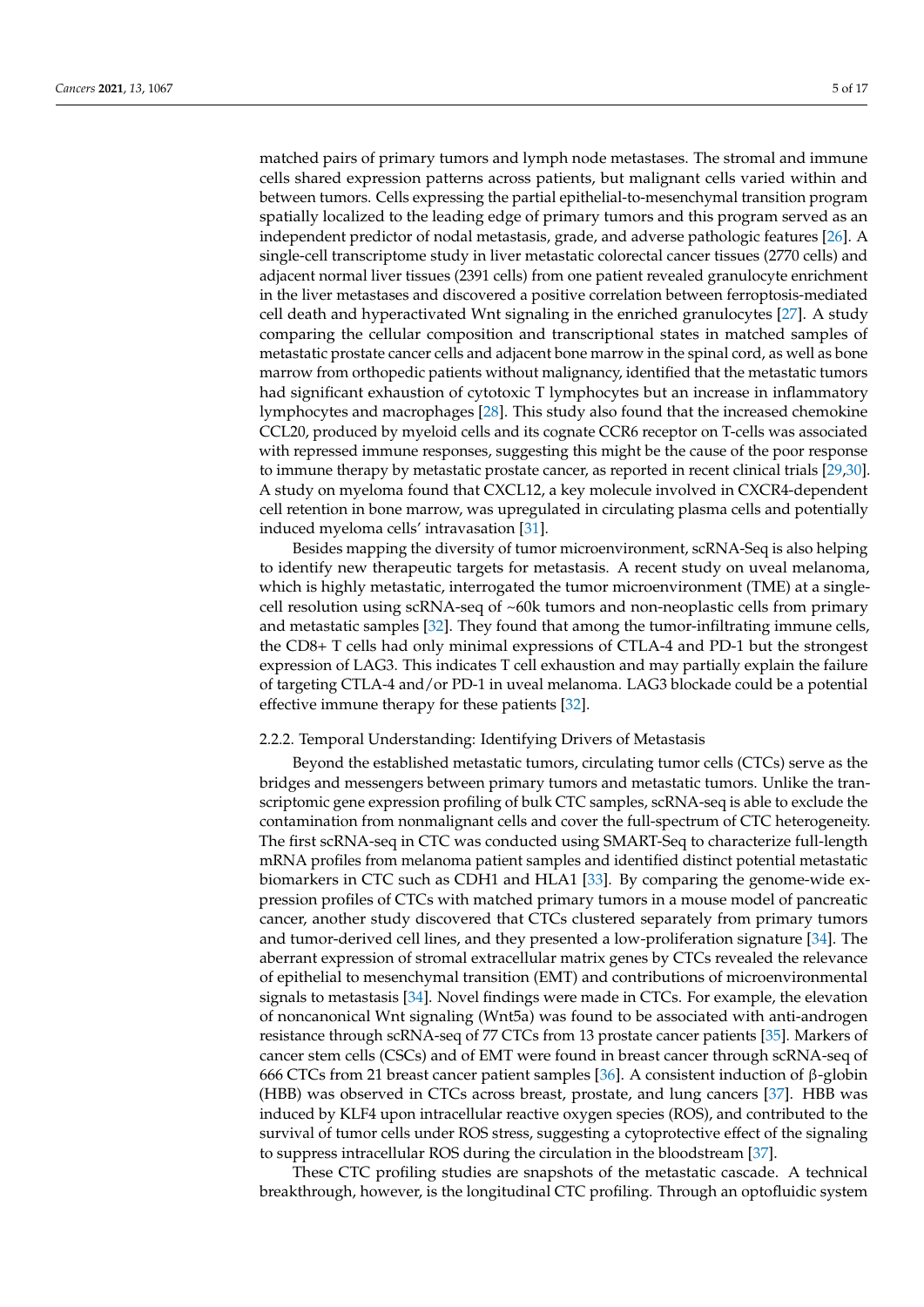matched pairs of primary tumors and lymph node metastases. The stromal and immune cells shared expression patterns across patients, but malignant cells varied within and between tumors. Cells expressing the partial epithelial-to-mesenchymal transition program spatially localized to the leading edge of primary tumors and this program served as an independent predictor of nodal metastasis, grade, and adverse pathologic features [26]. A single-cell transcriptome study in liver metastatic colorectal cancer tissues (2770 cells) and adjacent normal liver tissues (2391 cells) from one patient revealed granulocyte enrichment in the liver metastases and discovered a positive correlation between ferroptosis-mediated cell death and hyperactivated Wnt signaling in the enriched granulocytes [27]. A study comparing the cellular composition and transcriptional states in matched samples of metastatic prostate cancer cells and adjacent bone marrow in the spinal cord, as well as bone marrow from orthopedic patients without malignancy, identified that the metastatic tumors had significant exhaustion of cytotoxic T lymphocytes but an increase in inflammatory lymphocytes and macrophages [28]. This study also found that the increased chemokine CCL20, produced by myeloid cells and its cognate CCR6 receptor on T-cells was associated with repressed immune responses, suggesting this might be the cause of the poor response to immune therapy by metastatic prostate cancer, as reported in recent clinical trials [29,30]. A study on myeloma found that CXCL12, a key molecule involved in CXCR4-dependent cell retention in bone marrow, was upregulated in circulating plasma cells and potentially induced myeloma cells' intravasation [31].

Besides mapping the diversity of tumor microenvironment, scRNA-Seq is also helping to identify new therapeutic targets for metastasis. A recent study on uveal melanoma, which is highly metastatic, interrogated the tumor microenvironment (TME) at a single-cell resolution using scRNA-seq of ~60k tumors and non-neoplastic cells from primary and metastatic samples [32]. They found that among the tumor-infiltrating immune cells, the CD8+ T cells had only minimal expressions of CTLA-4 and PD-1 but the strongest expression of LAG3. This indicates T cell exhaustion and may partially explain the failure of targeting CTLA-4 and/or PD-1 in uveal melanoma. LAG3 blockade could be a potential effective immune therapy for these patients [32].

#### 2.2.2. Temporal Understanding: Identifying Drivers of Metastasis

Beyond the established metastatic tumors, circulating tumor cells (CTCs) serve as the bridges and messengers between primary tumors and metastatic tumors. Unlike the transcriptomic gene expression profiling of bulk CTC samples, scRNA-seq is able to exclude the contamination from nonmalignant cells and cover the full-spectrum of CTC heterogeneity. The first scRNA-seq in CTC was conducted using SMART-Seq to characterize full-length mRNA profiles from melanoma patient samples and identified distinct potential metastatic biomarkers in CTC such as CDH1 and HLA1 [33]. By comparing the genome-wide expression profiles of CTCs with matched primary tumors in a mouse model of pancreatic cancer, another study discovered that CTCs clustered separately from primary tumors and tumor-derived cell lines, and they presented a low-proliferation signature [34]. The aberrant expression of stromal extracellular matrix genes by CTCs revealed the relevance of epithelial to mesenchymal transition (EMT) and contributions of microenvironmental signals to metastasis [34]. Novel findings were made in CTCs. For example, the elevation of noncanonical Wnt signaling (Wnt5a) was found to be associated with anti-androgen resistance through scRNA-seq of 77 CTCs from 13 prostate cancer patients [35]. Markers of cancer stem cells (CSCs) and of EMT were found in breast cancer through scRNA-seq of 666 CTCs from 21 breast cancer patient samples [36]. A consistent induction of β-globin (HBB) was observed in CTCs across breast, prostate, and lung cancers [37]. HBB was induced by KLF4 upon intracellular reactive oxygen species (ROS), and contributed to the survival of tumor cells under ROS stress, suggesting a cytoprotective effect of the signaling to suppress intracellular ROS during the circulation in the bloodstream [37].

These CTC profiling studies are snapshots of the metastatic cascade. A technical breakthrough, however, is the longitudinal CTC profiling. Through an optofluidic system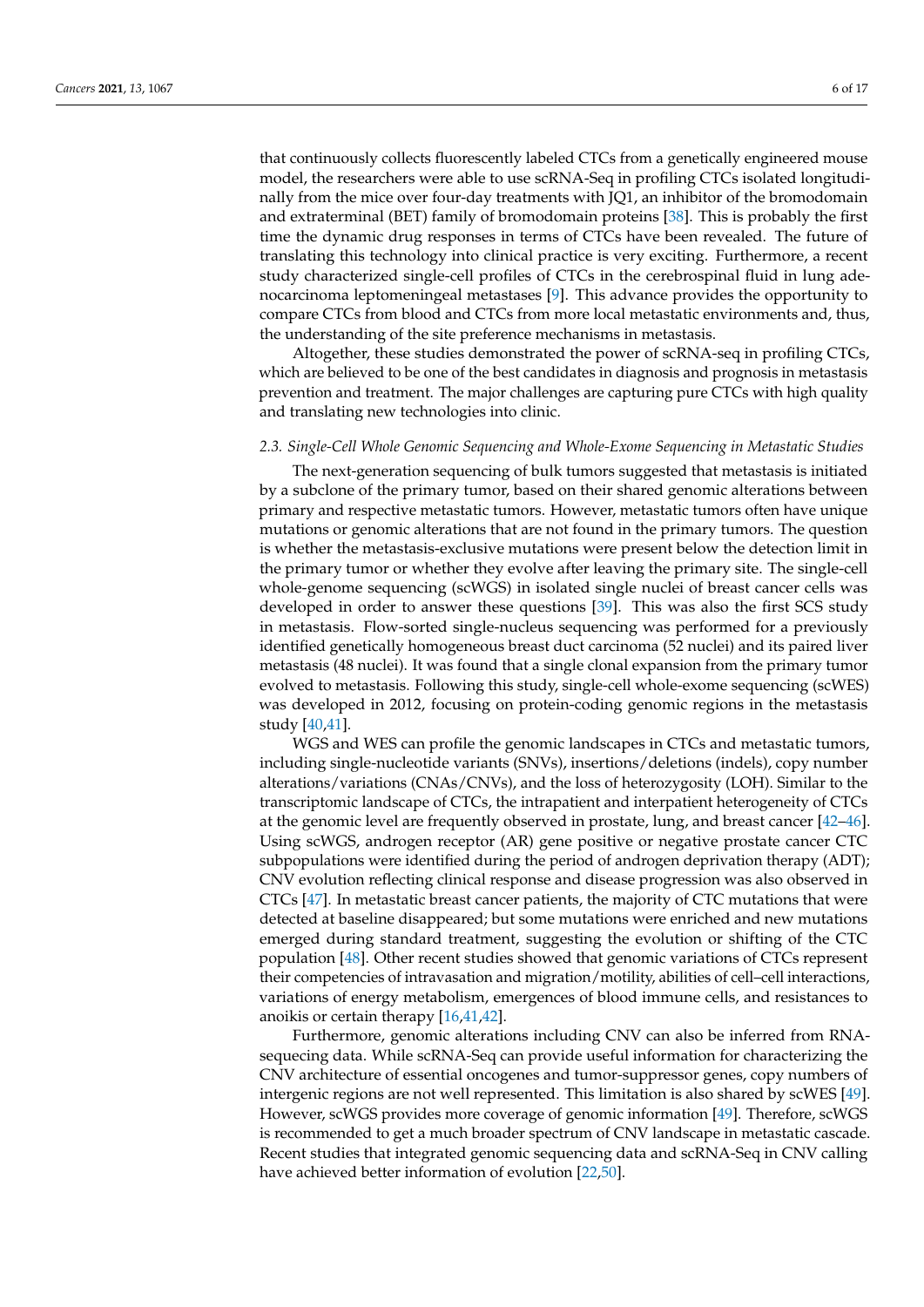that continuously collects fluorescently labeled CTCs from a genetically engineered mouse model, the researchers were able to use scRNA-Seq in profiling CTCs isolated longitudinally from the mice over four-day treatments with JQ1, an inhibitor of the bromodomain and extraterminal (BET) family of bromodomain proteins [38]. This is probably the first time the dynamic drug responses in terms of CTCs have been revealed. The future of translating this technology into clinical practice is very exciting. Furthermore, a recent study characterized single-cell profiles of CTCs in the cerebrospinal fluid in lung adenocarcinoma leptomeningeal metastases [9]. This advance provides the opportunity to compare CTCs from blood and CTCs from more local metastatic environments and, thus, the understanding of the site preference mechanisms in metastasis.

Altogether, these studies demonstrated the power of scRNA-seq in profiling CTCs, which are believed to be one of the best candidates in diagnosis and prognosis in metastasis prevention and treatment. The major challenges are capturing pure CTCs with high quality and translating new technologies into clinic.

### *2.3. Single-Cell Whole Genomic Sequencing and Whole-Exome Sequencing in Metastatic Studies*

The next-generation sequencing of bulk tumors suggested that metastasis is initiated by a subclone of the primary tumor, based on their shared genomic alterations between primary and respective metastatic tumors. However, metastatic tumors often have unique mutations or genomic alterations that are not found in the primary tumors. The question is whether the metastasis-exclusive mutations were present below the detection limit in the primary tumor or whether they evolve after leaving the primary site. The single-cell whole-genome sequencing (scWGS) in isolated single nuclei of breast cancer cells was developed in order to answer these questions [39]. This was also the first SCS study in metastasis. Flow-sorted single-nucleus sequencing was performed for a previously identified genetically homogeneous breast duct carcinoma (52 nuclei) and its paired liver metastasis (48 nuclei). It was found that a single clonal expansion from the primary tumor evolved to metastasis. Following this study, single-cell whole-exome sequencing (scWES) was developed in 2012, focusing on protein-coding genomic regions in the metastasis study [40,41].

WGS and WES can profile the genomic landscapes in CTCs and metastatic tumors, including single-nucleotide variants (SNVs), insertions/deletions (indels), copy number alterations/variations (CNAs/CNVs), and the loss of heterozygosity (LOH). Similar to the transcriptomic landscape of CTCs, the intrapatient and interpatient heterogeneity of CTCs at the genomic level are frequently observed in prostate, lung, and breast cancer [42–46]. Using scWGS, androgen receptor (AR) gene positive or negative prostate cancer CTC subpopulations were identified during the period of androgen deprivation therapy (ADT); CNV evolution reflecting clinical response and disease progression was also observed in CTCs [47]. In metastatic breast cancer patients, the majority of CTC mutations that were detected at baseline disappeared; but some mutations were enriched and new mutations emerged during standard treatment, suggesting the evolution or shifting of the CTC population [48]. Other recent studies showed that genomic variations of CTCs represent their competencies of intravasation and migration/motility, abilities of cell–cell interactions, variations of energy metabolism, emergences of blood immune cells, and resistances to anoikis or certain therapy [16,41,42].

Furthermore, genomic alterations including CNV can also be inferred from RNA-sequecing data. While scRNA-Seq can provide useful information for characterizing the CNV architecture of essential oncogenes and tumor-suppressor genes, copy numbers of intergenic regions are not well represented. This limitation is also shared by scWES [49]. However, scWGS provides more coverage of genomic information [49]. Therefore, scWGS is recommended to get a much broader spectrum of CNV landscape in metastatic cascade. Recent studies that integrated genomic sequencing data and scRNA-Seq in CNV calling have achieved better information of evolution [22,50].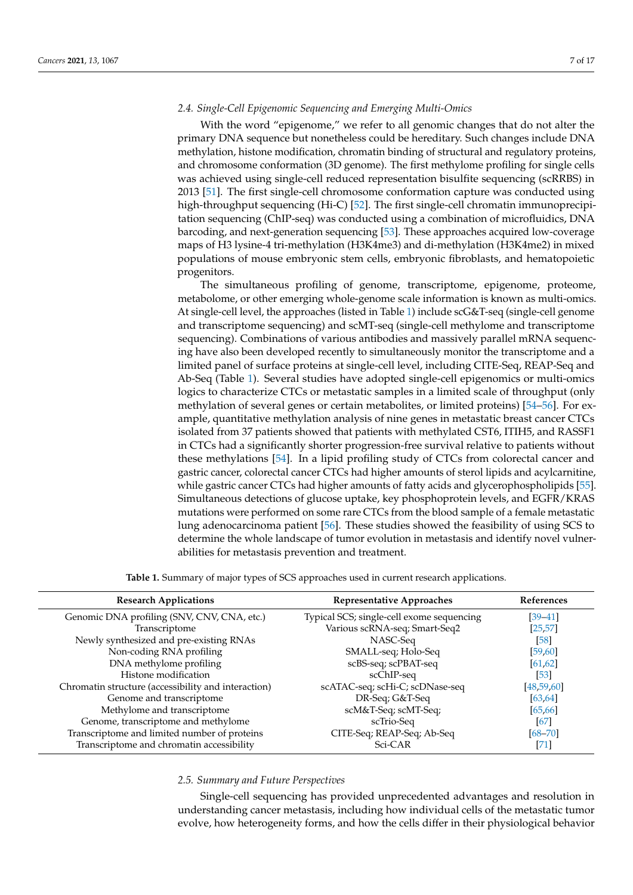### 2.4. Single-Cell Epigenomic Sequencing and Emerging Multi-Omics

With the word "epigenome," we refer to all genomic changes that do not alter the primary DNA sequence but nonetheless could be hereditary. Such changes include DNA methylation, histone modification, chromatin binding of structural and regulatory proteins, and chromosome conformation (3D genome). The first methylome profiling for single cells was achieved using single-cell reduced representation bisulfite sequencing (scRRBS) in 2013 [51]. The first single-cell chromosome conformation capture was conducted using high-throughput sequencing (Hi-C) [52]. The first single-cell chromatin immunoprecipitation sequencing (ChIP-seq) was conducted using a combination of microfluidics, DNA barcoding, and next-generation sequencing [53]. These approaches acquired low-coverage maps of H3 lysine-4 tri-methylation (H3K4me3) and di-methylation (H3K4me2) in mixed populations of mouse embryonic stem cells, embryonic fibroblasts, and hematopoietic progenitors.

The simultaneous profiling of genome, transcriptome, epigenome, proteome, metabolome, or other emerging whole-genome scale information is known as multi-omics. At single-cell level, the approaches (listed in Table 1) include scG&T-seq (single-cell genome and transcriptome sequencing) and scMT-seq (single-cell methylome and transcriptome sequencing). Combinations of various antibodies and massively parallel mRNA sequencing have also been developed recently to simultaneously monitor the transcriptome and a limited panel of surface proteins at single-cell level, including CITE-Seq, REAP-Seq and Ab-Seq (Table 1). Several studies have adopted single-cell epigenomics or multi-omics logics to characterize CTCs or metastatic samples in a limited scale of throughput (only methylation of several genes or certain metabolites, or limited proteins) [54–56]. For example, quantitative methylation analysis of nine genes in metastatic breast cancer CTCs isolated from 37 patients showed that patients with methylated CST6, ITIH5, and RASSF1 in CTCs had a significantly shorter progression-free survival relative to patients without these methylations [54]. In a lipid profiling study of CTCs from colorectal cancer and gastric cancer, colorectal cancer CTCs had higher amounts of sterol lipids and acylcarnitine, while gastric cancer CTCs had higher amounts of fatty acids and glycerophospholipids [55]. Simultaneous detections of glucose uptake, key phosphoprotein levels, and EGFR/KRAS mutations were performed on some rare CTCs from the blood sample of a female metastatic lung adenocarcinoma patient [56]. These studies showed the feasibility of using SCS to determine the whole landscape of tumor evolution in metastasis and identify novel vulnerabilities for metastasis prevention and treatment.

**Table 1.** Summary of major types of SCS approaches used in current research applications.

| Research Applications | Representative Approaches | References |
|---|---|---|
| Genomic DNA profiling (SNV, CNV, CNA, etc.) | Typical SCS; single-cell exome sequencing | [39–41] |
| Transcriptome | Various scRNA-seq; Smart-Seq2 | [25,57] |
| Newly synthesized and pre-existing RNAs | NASC-Seq | [58] |
| Non-coding RNA profiling | SMALL-seq; Holo-Seq | [59,60] |
| DNA methylome profiling | scBS-seq; scPBAT-seq | [61,62] |
| Histone modification | scChIP-seq | [53] |
| Chromatin structure (accessibility and interaction) | scATAC-seq; scHi-C; scDNase-seq | [48,59,60] |
| Genome and transcriptome | DR-Seq; G&T-Seq | [63,64] |
| Methylome and transcriptome | scM&T-Seq; scMT-Seq; | [65,66] |
| Genome, transcriptome and methylome | scTrio-Seq | [67] |
| Transcriptome and limited number of proteins | CITE-Seq; REAP-Seq; Ab-Seq | [68–70] |
| Transcriptome and chromatin accessibility | Sci-CAR | [71] |

### 2.5. Summary and Future Perspectives

Single-cell sequencing has provided unprecedented advantages and resolution in understanding cancer metastasis, including how individual cells of the metastatic tumor evolve, how heterogeneity forms, and how the cells differ in their physiological behavior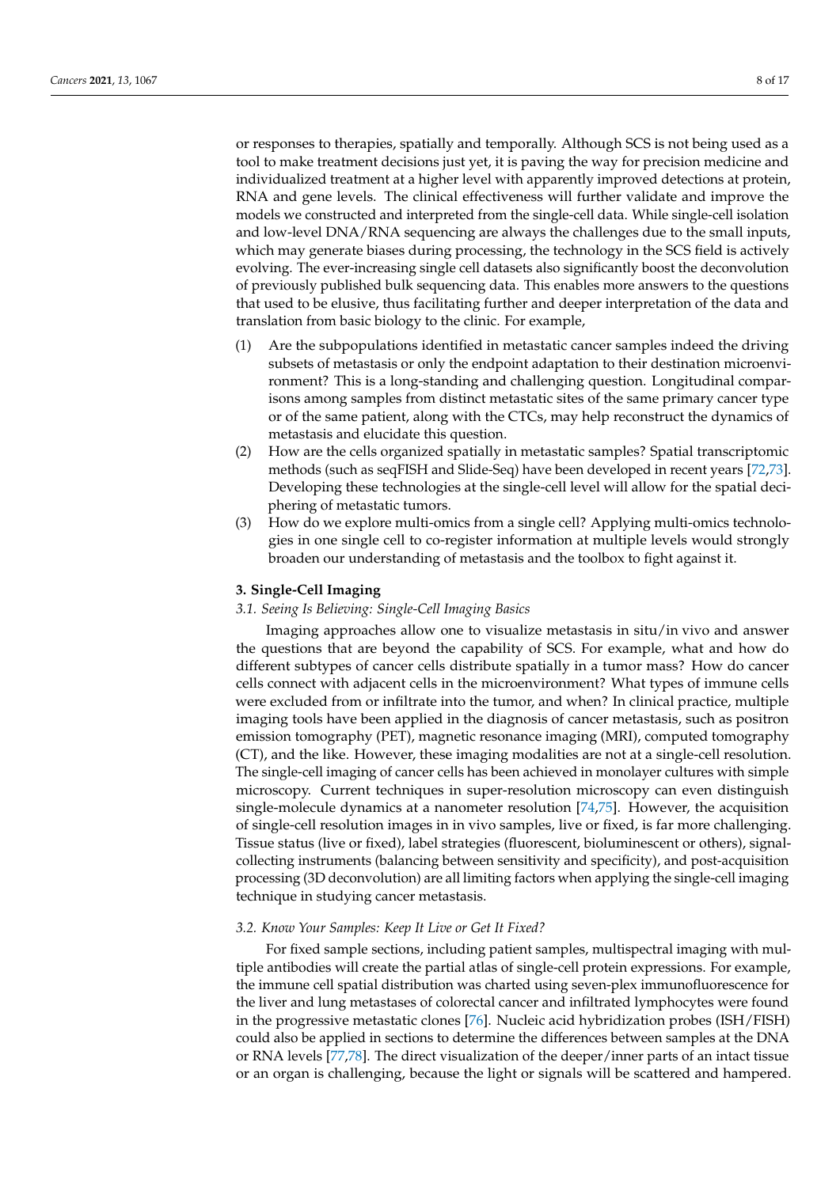or responses to therapies, spatially and temporally. Although SCS is not being used as a tool to make treatment decisions just yet, it is paving the way for precision medicine and individualized treatment at a higher level with apparently improved detections at protein, RNA and gene levels. The clinical effectiveness will further validate and improve the models we constructed and interpreted from the single-cell data. While single-cell isolation and low-level DNA/RNA sequencing are always the challenges due to the small inputs, which may generate biases during processing, the technology in the SCS field is actively evolving. The ever-increasing single cell datasets also significantly boost the deconvolution of previously published bulk sequencing data. This enables more answers to the questions that used to be elusive, thus facilitating further and deeper interpretation of the data and translation from basic biology to the clinic. For example,

(1) Are the subpopulations identified in metastatic cancer samples indeed the driving subsets of metastasis or only the endpoint adaptation to their destination microenvironment? This is a long-standing and challenging question. Longitudinal comparisons among samples from distinct metastatic sites of the same primary cancer type or of the same patient, along with the CTCs, may help reconstruct the dynamics of metastasis and elucidate this question.
(2) How are the cells organized spatially in metastatic samples? Spatial transcriptomic methods (such as seqFISH and Slide-Seq) have been developed in recent years [72,73]. Developing these technologies at the single-cell level will allow for the spatial deciphering of metastatic tumors.
(3) How do we explore multi-omics from a single cell? Applying multi-omics technologies in one single cell to co-register information at multiple levels would strongly broaden our understanding of metastasis and the toolbox to fight against it.

## 3. Single-Cell Imaging

### *3.1. Seeing Is Believing: Single-Cell Imaging Basics*

Imaging approaches allow one to visualize metastasis in situ/in vivo and answer the questions that are beyond the capability of SCS. For example, what and how do different subtypes of cancer cells distribute spatially in a tumor mass? How do cancer cells connect with adjacent cells in the microenvironment? What types of immune cells were excluded from or infiltrate into the tumor, and when? In clinical practice, multiple imaging tools have been applied in the diagnosis of cancer metastasis, such as positron emission tomography (PET), magnetic resonance imaging (MRI), computed tomography (CT), and the like. However, these imaging modalities are not at a single-cell resolution. The single-cell imaging of cancer cells has been achieved in monolayer cultures with simple microscopy. Current techniques in super-resolution microscopy can even distinguish single-molecule dynamics at a nanometer resolution [74,75]. However, the acquisition of single-cell resolution images in in vivo samples, live or fixed, is far more challenging. Tissue status (live or fixed), label strategies (fluorescent, bioluminescent or others), signal-collecting instruments (balancing between sensitivity and specificity), and post-acquisition processing (3D deconvolution) are all limiting factors when applying the single-cell imaging technique in studying cancer metastasis.

### *3.2. Know Your Samples: Keep It Live or Get It Fixed?*

For fixed sample sections, including patient samples, multispectral imaging with multiple antibodies will create the partial atlas of single-cell protein expressions. For example, the immune cell spatial distribution was charted using seven-plex immunofluorescence for the liver and lung metastases of colorectal cancer and infiltrated lymphocytes were found in the progressive metastatic clones [76]. Nucleic acid hybridization probes (ISH/FISH) could also be applied in sections to determine the differences between samples at the DNA or RNA levels [77,78]. The direct visualization of the deeper/inner parts of an intact tissue or an organ is challenging, because the light or signals will be scattered and hampered.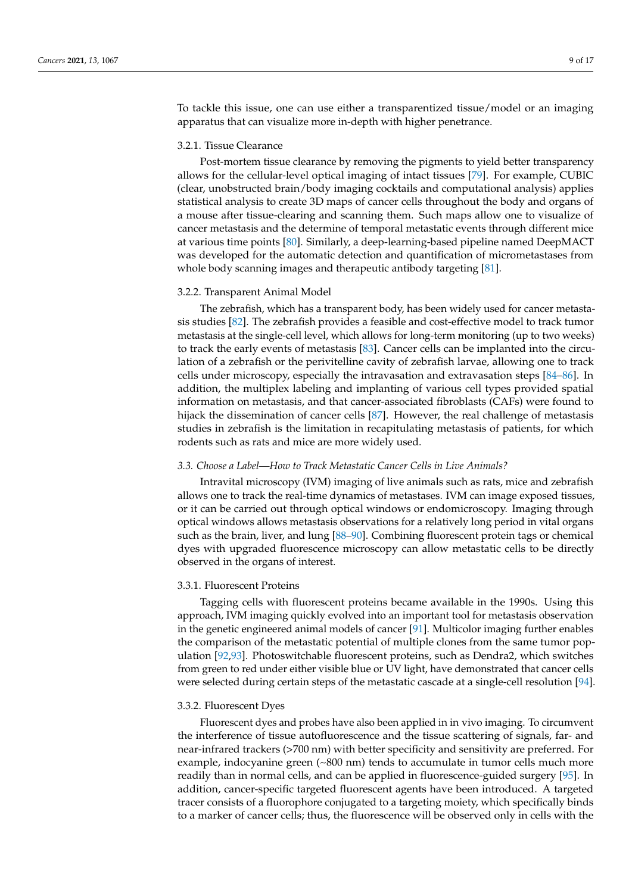To tackle this issue, one can use either a transparentized tissue/model or an imaging apparatus that can visualize more in-depth with higher penetrance.

#### 3.2.1. Tissue Clearance

Post-mortem tissue clearance by removing the pigments to yield better transparency allows for the cellular-level optical imaging of intact tissues [79]. For example, CUBIC (clear, unobstructed brain/body imaging cocktails and computational analysis) applies statistical analysis to create 3D maps of cancer cells throughout the body and organs of a mouse after tissue-clearing and scanning them. Such maps allow one to visualize of cancer metastasis and the determine of temporal metastatic events through different mice at various time points [80]. Similarly, a deep-learning-based pipeline named DeepMACT was developed for the automatic detection and quantification of micrometastases from whole body scanning images and therapeutic antibody targeting [81].

#### 3.2.2. Transparent Animal Model

The zebrafish, which has a transparent body, has been widely used for cancer metastasis studies [82]. The zebrafish provides a feasible and cost-effective model to track tumor metastasis at the single-cell level, which allows for long-term monitoring (up to two weeks) to track the early events of metastasis [83]. Cancer cells can be implanted into the circulation of a zebrafish or the perivitelline cavity of zebrafish larvae, allowing one to track cells under microscopy, especially the intravasation and extravasation steps [84–86]. In addition, the multiplex labeling and implanting of various cell types provided spatial information on metastasis, and that cancer-associated fibroblasts (CAFs) were found to hijack the dissemination of cancer cells [87]. However, the real challenge of metastasis studies in zebrafish is the limitation in recapitulating metastasis of patients, for which rodents such as rats and mice are more widely used.

### *3.3. Choose a Label—How to Track Metastatic Cancer Cells in Live Animals?*

Intravital microscopy (IVM) imaging of live animals such as rats, mice and zebrafish allows one to track the real-time dynamics of metastases. IVM can image exposed tissues, or it can be carried out through optical windows or endomicroscopy. Imaging through optical windows allows metastasis observations for a relatively long period in vital organs such as the brain, liver, and lung [88–90]. Combining fluorescent protein tags or chemical dyes with upgraded fluorescence microscopy can allow metastatic cells to be directly observed in the organs of interest.

#### 3.3.1. Fluorescent Proteins

Tagging cells with fluorescent proteins became available in the 1990s. Using this approach, IVM imaging quickly evolved into an important tool for metastasis observation in the genetic engineered animal models of cancer [91]. Multicolor imaging further enables the comparison of the metastatic potential of multiple clones from the same tumor population [92,93]. Photoswitchable fluorescent proteins, such as Dendra2, which switches from green to red under either visible blue or UV light, have demonstrated that cancer cells were selected during certain steps of the metastatic cascade at a single-cell resolution [94].

#### 3.3.2. Fluorescent Dyes

Fluorescent dyes and probes have also been applied in in vivo imaging. To circumvent the interference of tissue autofluorescence and the tissue scattering of signals, far- and near-infrared trackers (>700 nm) with better specificity and sensitivity are preferred. For example, indocyanine green (~800 nm) tends to accumulate in tumor cells much more readily than in normal cells, and can be applied in fluorescence-guided surgery [95]. In addition, cancer-specific targeted fluorescent agents have been introduced. A targeted tracer consists of a fluorophore conjugated to a targeting moiety, which specifically binds to a marker of cancer cells; thus, the fluorescence will be observed only in cells with the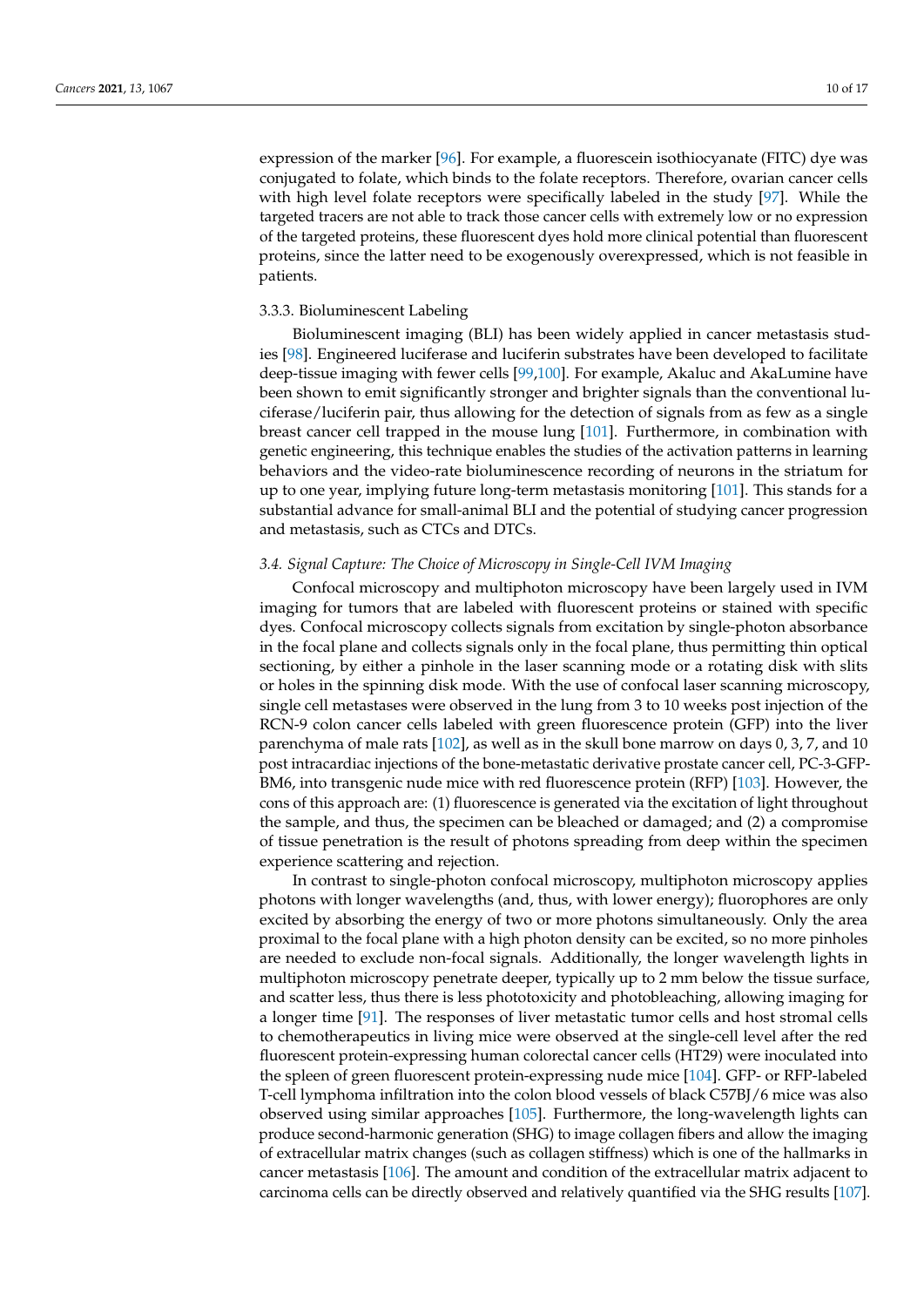expression of the marker [96]. For example, a fluorescein isothiocyanate (FITC) dye was conjugated to folate, which binds to the folate receptors. Therefore, ovarian cancer cells with high level folate receptors were specifically labeled in the study [97]. While the targeted tracers are not able to track those cancer cells with extremely low or no expression of the targeted proteins, these fluorescent dyes hold more clinical potential than fluorescent proteins, since the latter need to be exogenously overexpressed, which is not feasible in patients.

#### 3.3.3. Bioluminescent Labeling

Bioluminescent imaging (BLI) has been widely applied in cancer metastasis studies [98]. Engineered luciferase and luciferin substrates have been developed to facilitate deep-tissue imaging with fewer cells [99,100]. For example, Akaluc and AkaLumine have been shown to emit significantly stronger and brighter signals than the conventional luciferase/luciferin pair, thus allowing for the detection of signals from as few as a single breast cancer cell trapped in the mouse lung [101]. Furthermore, in combination with genetic engineering, this technique enables the studies of the activation patterns in learning behaviors and the video-rate bioluminescence recording of neurons in the striatum for up to one year, implying future long-term metastasis monitoring [101]. This stands for a substantial advance for small-animal BLI and the potential of studying cancer progression and metastasis, such as CTCs and DTCs.

### *3.4. Signal Capture: The Choice of Microscopy in Single-Cell IVM Imaging*

Confocal microscopy and multiphoton microscopy have been largely used in IVM imaging for tumors that are labeled with fluorescent proteins or stained with specific dyes. Confocal microscopy collects signals from excitation by single-photon absorbance in the focal plane and collects signals only in the focal plane, thus permitting thin optical sectioning, by either a pinhole in the laser scanning mode or a rotating disk with slits or holes in the spinning disk mode. With the use of confocal laser scanning microscopy, single cell metastases were observed in the lung from 3 to 10 weeks post injection of the RCN-9 colon cancer cells labeled with green fluorescence protein (GFP) into the liver parenchyma of male rats [102], as well as in the skull bone marrow on days 0, 3, 7, and 10 post intracardiac injections of the bone-metastatic derivative prostate cancer cell, PC-3-GFP-BM6, into transgenic nude mice with red fluorescence protein (RFP) [103]. However, the cons of this approach are: (1) fluorescence is generated via the excitation of light throughout the sample, and thus, the specimen can be bleached or damaged; and (2) a compromise of tissue penetration is the result of photons spreading from deep within the specimen experience scattering and rejection.

In contrast to single-photon confocal microscopy, multiphoton microscopy applies photons with longer wavelengths (and, thus, with lower energy); fluorophores are only excited by absorbing the energy of two or more photons simultaneously. Only the area proximal to the focal plane with a high photon density can be excited, so no more pinholes are needed to exclude non-focal signals. Additionally, the longer wavelength lights in multiphoton microscopy penetrate deeper, typically up to 2 mm below the tissue surface, and scatter less, thus there is less phototoxicity and photobleaching, allowing imaging for a longer time [91]. The responses of liver metastatic tumor cells and host stromal cells to chemotherapeutics in living mice were observed at the single-cell level after the red fluorescent protein-expressing human colorectal cancer cells (HT29) were inoculated into the spleen of green fluorescent protein-expressing nude mice [104]. GFP- or RFP-labeled T-cell lymphoma infiltration into the colon blood vessels of black C57BJ/6 mice was also observed using similar approaches [105]. Furthermore, the long-wavelength lights can produce second-harmonic generation (SHG) to image collagen fibers and allow the imaging of extracellular matrix changes (such as collagen stiffness) which is one of the hallmarks in cancer metastasis [106]. The amount and condition of the extracellular matrix adjacent to carcinoma cells can be directly observed and relatively quantified via the SHG results [107].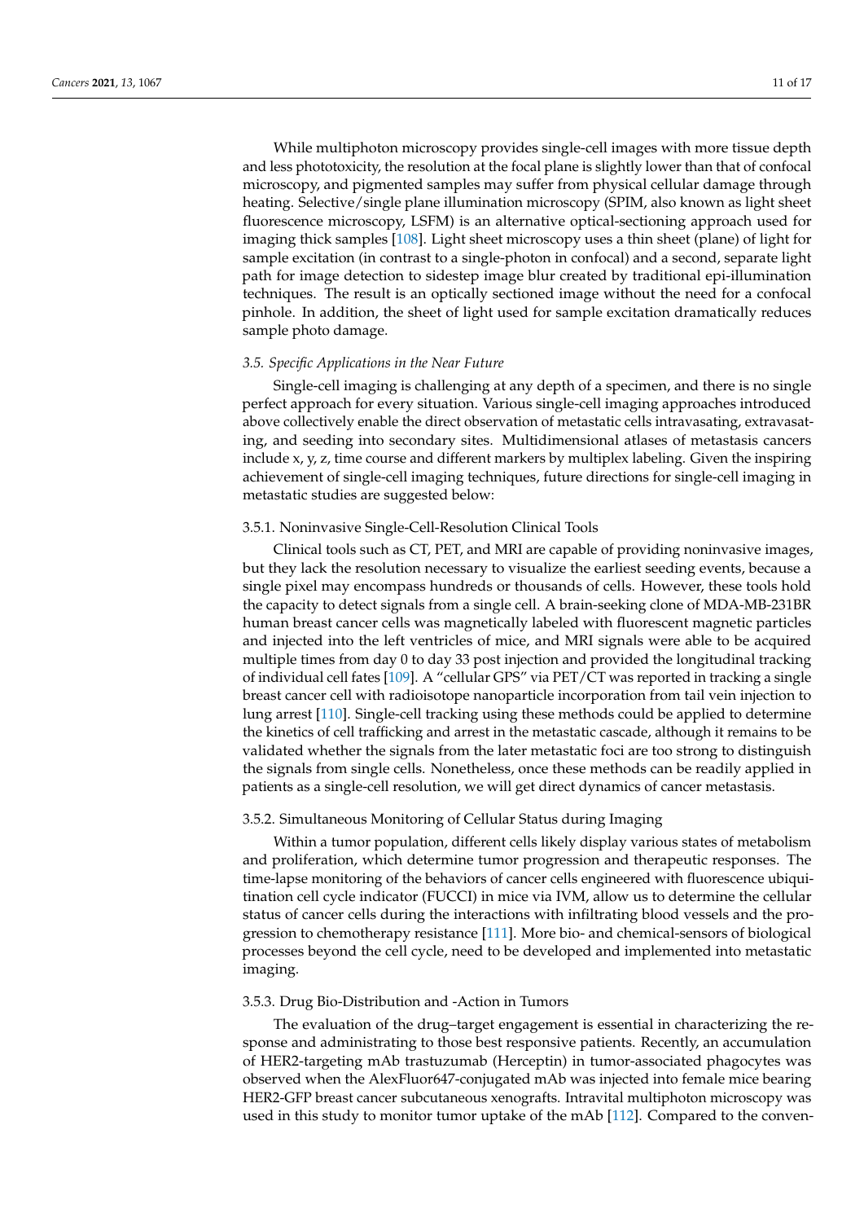While multiphoton microscopy provides single-cell images with more tissue depth and less phototoxicity, the resolution at the focal plane is slightly lower than that of confocal microscopy, and pigmented samples may suffer from physical cellular damage through heating. Selective/single plane illumination microscopy (SPIM, also known as light sheet fluorescence microscopy, LSFM) is an alternative optical-sectioning approach used for imaging thick samples [108]. Light sheet microscopy uses a thin sheet (plane) of light for sample excitation (in contrast to a single-photon in confocal) and a second, separate light path for image detection to sidestep image blur created by traditional epi-illumination techniques. The result is an optically sectioned image without the need for a confocal pinhole. In addition, the sheet of light used for sample excitation dramatically reduces sample photo damage.

### *3.5. Specific Applications in the Near Future*

Single-cell imaging is challenging at any depth of a specimen, and there is no single perfect approach for every situation. Various single-cell imaging approaches introduced above collectively enable the direct observation of metastatic cells intravasating, extravasating, and seeding into secondary sites. Multidimensional atlases of metastasis cancers include x, y, z, time course and different markers by multiplex labeling. Given the inspiring achievement of single-cell imaging techniques, future directions for single-cell imaging in metastatic studies are suggested below:

#### 3.5.1. Noninvasive Single-Cell-Resolution Clinical Tools

Clinical tools such as CT, PET, and MRI are capable of providing noninvasive images, but they lack the resolution necessary to visualize the earliest seeding events, because a single pixel may encompass hundreds or thousands of cells. However, these tools hold the capacity to detect signals from a single cell. A brain-seeking clone of MDA-MB-231BR human breast cancer cells was magnetically labeled with fluorescent magnetic particles and injected into the left ventricles of mice, and MRI signals were able to be acquired multiple times from day 0 to day 33 post injection and provided the longitudinal tracking of individual cell fates [109]. A "cellular GPS" via PET/CT was reported in tracking a single breast cancer cell with radioisotope nanoparticle incorporation from tail vein injection to lung arrest [110]. Single-cell tracking using these methods could be applied to determine the kinetics of cell trafficking and arrest in the metastatic cascade, although it remains to be validated whether the signals from the later metastatic foci are too strong to distinguish the signals from single cells. Nonetheless, once these methods can be readily applied in patients as a single-cell resolution, we will get direct dynamics of cancer metastasis.

#### 3.5.2. Simultaneous Monitoring of Cellular Status during Imaging

Within a tumor population, different cells likely display various states of metabolism and proliferation, which determine tumor progression and therapeutic responses. The time-lapse monitoring of the behaviors of cancer cells engineered with fluorescence ubiquitination cell cycle indicator (FUCCI) in mice via IVM, allow us to determine the cellular status of cancer cells during the interactions with infiltrating blood vessels and the progression to chemotherapy resistance [111]. More bio- and chemical-sensors of biological processes beyond the cell cycle, need to be developed and implemented into metastatic imaging.

#### 3.5.3. Drug Bio-Distribution and -Action in Tumors

The evaluation of the drug–target engagement is essential in characterizing the response and administrating to those best responsive patients. Recently, an accumulation of HER2-targeting mAb trastuzumab (Herceptin) in tumor-associated phagocytes was observed when the AlexFluor647-conjugated mAb was injected into female mice bearing HER2-GFP breast cancer subcutaneous xenografts. Intravital multiphoton microscopy was used in this study to monitor tumor uptake of the mAb [112]. Compared to the conven-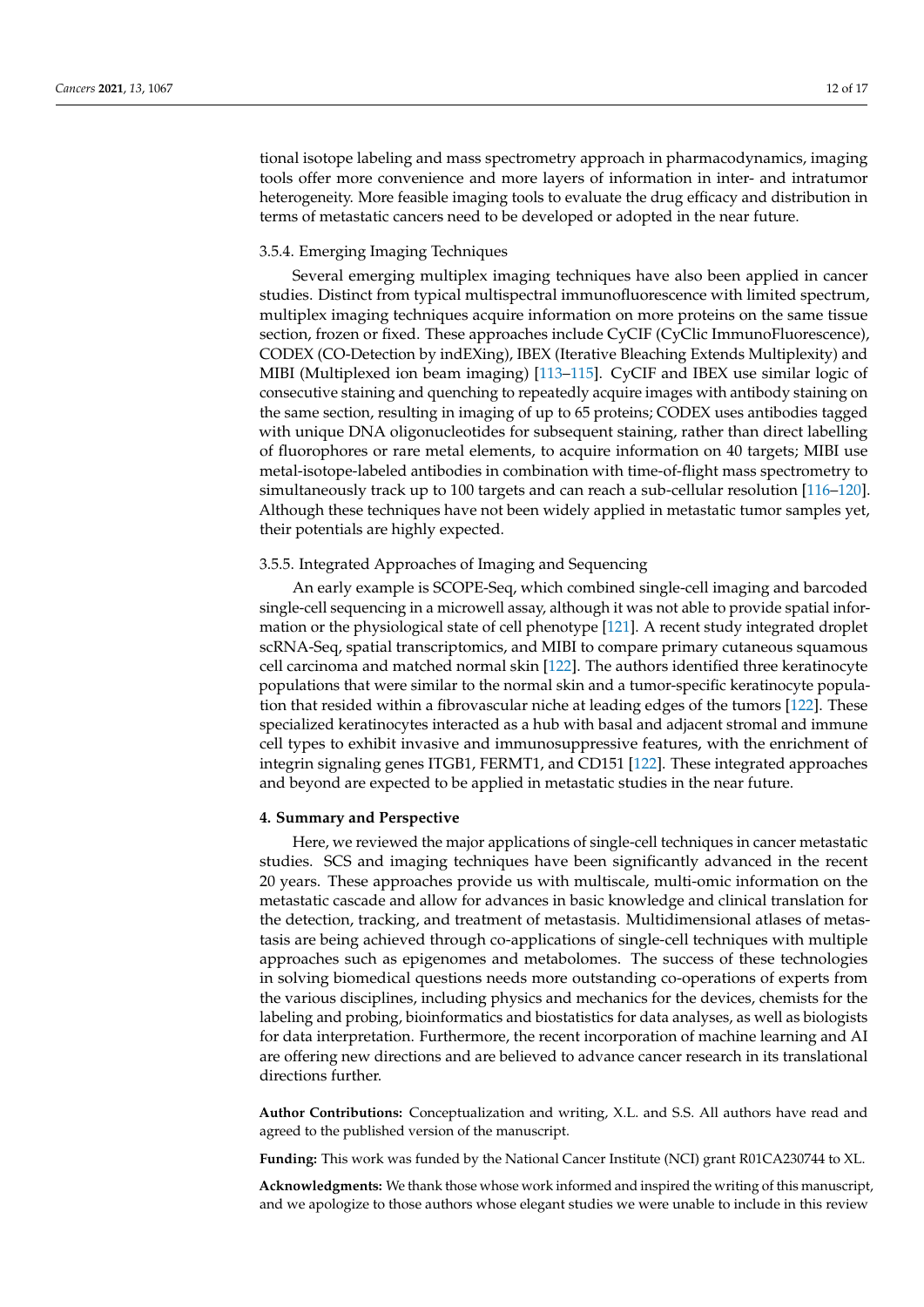tional isotope labeling and mass spectrometry approach in pharmacodynamics, imaging tools offer more convenience and more layers of information in inter- and intratumor heterogeneity. More feasible imaging tools to evaluate the drug efficacy and distribution in terms of metastatic cancers need to be developed or adopted in the near future.

### 3.5.4. Emerging Imaging Techniques

Several emerging multiplex imaging techniques have also been applied in cancer studies. Distinct from typical multispectral immunofluorescence with limited spectrum, multiplex imaging techniques acquire information on more proteins on the same tissue section, frozen or fixed. These approaches include CyCIF (CyClic ImmunoFluorescence), CODEX (CO-Detection by indEXing), IBEX (Iterative Bleaching Extends Multiplexity) and MIBI (Multiplexed ion beam imaging) [113–115]. CyCIF and IBEX use similar logic of consecutive staining and quenching to repeatedly acquire images with antibody staining on the same section, resulting in imaging of up to 65 proteins; CODEX uses antibodies tagged with unique DNA oligonucleotides for subsequent staining, rather than direct labelling of fluorophores or rare metal elements, to acquire information on 40 targets; MIBI use metal-isotope-labeled antibodies in combination with time-of-flight mass spectrometry to simultaneously track up to 100 targets and can reach a sub-cellular resolution [116–120]. Although these techniques have not been widely applied in metastatic tumor samples yet, their potentials are highly expected.

### 3.5.5. Integrated Approaches of Imaging and Sequencing

An early example is SCOPE-Seq, which combined single-cell imaging and barcoded single-cell sequencing in a microwell assay, although it was not able to provide spatial information or the physiological state of cell phenotype [121]. A recent study integrated droplet scRNA-Seq, spatial transcriptomics, and MIBI to compare primary cutaneous squamous cell carcinoma and matched normal skin [122]. The authors identified three keratinocyte populations that were similar to the normal skin and a tumor-specific keratinocyte population that resided within a fibrovascular niche at leading edges of the tumors [122]. These specialized keratinocytes interacted as a hub with basal and adjacent stromal and immune cell types to exhibit invasive and immunosuppressive features, with the enrichment of integrin signaling genes ITGB1, FERMT1, and CD151 [122]. These integrated approaches and beyond are expected to be applied in metastatic studies in the near future.

## 4. Summary and Perspective

Here, we reviewed the major applications of single-cell techniques in cancer metastatic studies. SCS and imaging techniques have been significantly advanced in the recent 20 years. These approaches provide us with multiscale, multi-omic information on the metastatic cascade and allow for advances in basic knowledge and clinical translation for the detection, tracking, and treatment of metastasis. Multidimensional atlases of metastasis are being achieved through co-applications of single-cell techniques with multiple approaches such as epigenomes and metabolomes. The success of these technologies in solving biomedical questions needs more outstanding co-operations of experts from the various disciplines, including physics and mechanics for the devices, chemists for the labeling and probing, bioinformatics and biostatistics for data analyses, as well as biologists for data interpretation. Furthermore, the recent incorporation of machine learning and AI are offering new directions and are believed to advance cancer research in its translational directions further.

**Author Contributions:** Conceptualization and writing, X.L. and S.S. All authors have read and agreed to the published version of the manuscript.

**Funding:** This work was funded by the National Cancer Institute (NCI) grant R01CA230744 to XL.

**Acknowledgments:** We thank those whose work informed and inspired the writing of this manuscript, and we apologize to those authors whose elegant studies we were unable to include in this review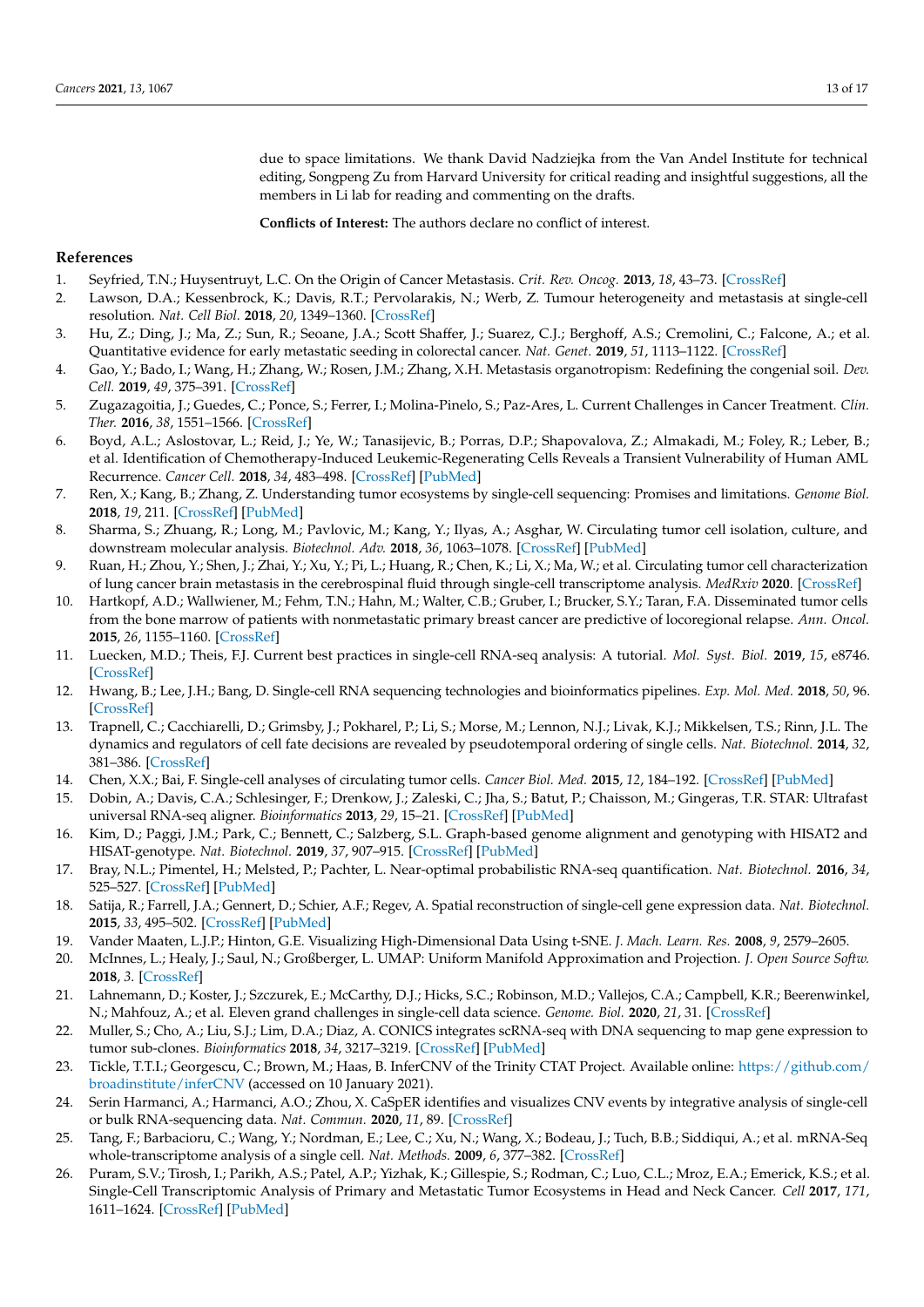due to space limitations. We thank David Nadziejka from the Van Andel Institute for technical editing, Songpeng Zu from Harvard University for critical reading and insightful suggestions, all the members in Li lab for reading and commenting on the drafts.

**Conflicts of Interest:** The authors declare no conflict of interest.

## References

1. Seyfried, T.N.; Huysentruyt, L.C. On the Origin of Cancer Metastasis. *Crit. Rev. Oncog.* **2013**, *18*, 43–73. [CrossRef]
2. Lawson, D.A.; Kessenbrock, K.; Davis, R.T.; Pervolarakis, N.; Werb, Z. Tumour heterogeneity and metastasis at single-cell resolution. *Nat. Cell Biol.* **2018**, *20*, 1349–1360. [CrossRef]
3. Hu, Z.; Ding, J.; Ma, Z.; Sun, R.; Seoane, J.A.; Scott Shaffer, J.; Suarez, C.J.; Berghoff, A.S.; Cremolini, C.; Falcone, A.; et al. Quantitative evidence for early metastatic seeding in colorectal cancer. *Nat. Genet.* **2019**, *51*, 1113–1122. [CrossRef]
4. Gao, Y.; Bado, I.; Wang, H.; Zhang, W.; Rosen, J.M.; Zhang, X.H. Metastasis organotropism: Redefining the congenial soil. *Dev. Cell.* **2019**, *49*, 375–391. [CrossRef]
5. Zugazagoitia, J.; Guedes, C.; Ponce, S.; Ferrer, I.; Molina-Pinelo, S.; Paz-Ares, L. Current Challenges in Cancer Treatment. *Clin. Ther.* **2016**, *38*, 1551–1566. [CrossRef]
6. Boyd, A.L.; Aslostovar, L.; Reid, J.; Ye, W.; Tanasijevic, B.; Porras, D.P.; Shapovalova, Z.; Almakadi, M.; Foley, R.; Leber, B.; et al. Identification of Chemotherapy-Induced Leukemic-Regenerating Cells Reveals a Transient Vulnerability of Human AML Recurrence. *Cancer Cell.* **2018**, *34*, 483–498. [CrossRef] [PubMed]
7. Ren, X.; Kang, B.; Zhang, Z. Understanding tumor ecosystems by single-cell sequencing: Promises and limitations. *Genome Biol.* **2018**, *19*, 211. [CrossRef] [PubMed]
8. Sharma, S.; Zhuang, R.; Long, M.; Pavlovic, M.; Kang, Y.; Ilyas, A.; Asghar, W. Circulating tumor cell isolation, culture, and downstream molecular analysis. *Biotechnol. Adv.* **2018**, *36*, 1063–1078. [CrossRef] [PubMed]
9. Ruan, H.; Zhou, Y.; Shen, J.; Zhai, Y.; Xu, Y.; Pi, L.; Huang, R.; Chen, K.; Li, X.; Ma, W.; et al. Circulating tumor cell characterization of lung cancer brain metastasis in the cerebrospinal fluid through single-cell transcriptome analysis. *MedRxiv* **2020**. [CrossRef]
10. Hartkopf, A.D.; Wallwiener, M.; Fehm, T.N.; Hahn, M.; Walter, C.B.; Gruber, I.; Brucker, S.Y.; Taran, F.A. Disseminated tumor cells from the bone marrow of patients with nonmetastatic primary breast cancer are predictive of locoregional relapse. *Ann. Oncol.* **2015**, *26*, 1155–1160. [CrossRef]
11. Luecken, M.D.; Theis, F.J. Current best practices in single-cell RNA-seq analysis: A tutorial. *Mol. Syst. Biol.* **2019**, *15*, e8746. [CrossRef]
12. Hwang, B.; Lee, J.H.; Bang, D. Single-cell RNA sequencing technologies and bioinformatics pipelines. *Exp. Mol. Med.* **2018**, *50*, 96. [CrossRef]
13. Trapnell, C.; Cacchiarelli, D.; Grimsby, J.; Pokharel, P.; Li, S.; Morse, M.; Lennon, N.J.; Livak, K.J.; Mikkelsen, T.S.; Rinn, J.L. The dynamics and regulators of cell fate decisions are revealed by pseudotemporal ordering of single cells. *Nat. Biotechnol.* **2014**, *32*, 381–386. [CrossRef]
14. Chen, X.X.; Bai, F. Single-cell analyses of circulating tumor cells. *Cancer Biol. Med.* **2015**, *12*, 184–192. [CrossRef] [PubMed]
15. Dobin, A.; Davis, C.A.; Schlesinger, F.; Drenkow, J.; Zaleski, C.; Jha, S.; Batut, P.; Chaisson, M.; Gingeras, T.R. STAR: Ultrafast universal RNA-seq aligner. *Bioinformatics* **2013**, *29*, 15–21. [CrossRef] [PubMed]
16. Kim, D.; Paggi, J.M.; Park, C.; Bennett, C.; Salzberg, S.L. Graph-based genome alignment and genotyping with HISAT2 and HISAT-genotype. *Nat. Biotechnol.* **2019**, *37*, 907–915. [CrossRef] [PubMed]
17. Bray, N.L.; Pimentel, H.; Melsted, P.; Pachter, L. Near-optimal probabilistic RNA-seq quantification. *Nat. Biotechnol.* **2016**, *34*, 525–527. [CrossRef] [PubMed]
18. Satija, R.; Farrell, J.A.; Gennert, D.; Schier, A.F.; Regev, A. Spatial reconstruction of single-cell gene expression data. *Nat. Biotechnol.* **2015**, *33*, 495–502. [CrossRef] [PubMed]
19. Vander Maaten, L.J.P.; Hinton, G.E. Visualizing High-Dimensional Data Using t-SNE. *J. Mach. Learn. Res.* **2008**, *9*, 2579–2605.
20. McInnes, L.; Healy, J.; Saul, N.; Großberger, L. UMAP: Uniform Manifold Approximation and Projection. *J. Open Source Softw.* **2018**, *3*. [CrossRef]
21. Lahnemann, D.; Koster, J.; Szczurek, E.; McCarthy, D.J.; Hicks, S.C.; Robinson, M.D.; Vallejos, C.A.; Campbell, K.R.; Beerenwinkel, N.; Mahfouz, A.; et al. Eleven grand challenges in single-cell data science. *Genome. Biol.* **2020**, *21*, 31. [CrossRef]
22. Muller, S.; Cho, A.; Liu, S.J.; Lim, D.A.; Diaz, A. CONICS integrates scRNA-seq with DNA sequencing to map gene expression to tumor sub-clones. *Bioinformatics* **2018**, *34*, 3217–3219. [CrossRef] [PubMed]
23. Tickle, T.T.I.; Georgescu, C.; Brown, M.; Haas, B. InferCNV of the Trinity CTAT Project. Available online: https://github.com/broadinstitute/inferCNV (accessed on 10 January 2021).
24. Serin Harmanci, A.; Harmanci, A.O.; Zhou, X. CaSpER identifies and visualizes CNV events by integrative analysis of single-cell or bulk RNA-sequencing data. *Nat. Commun.* **2020**, *11*, 89. [CrossRef]
25. Tang, F.; Barbacioru, C.; Wang, Y.; Nordman, E.; Lee, C.; Xu, N.; Wang, X.; Bodeau, J.; Tuch, B.B.; Siddiqui, A.; et al. mRNA-Seq whole-transcriptome analysis of a single cell. *Nat. Methods.* **2009**, *6*, 377–382. [CrossRef]
26. Puram, S.V.; Tirosh, I.; Parikh, A.S.; Patel, A.P.; Yizhak, K.; Gillespie, S.; Rodman, C.; Luo, C.L.; Mroz, E.A.; Emerick, K.S.; et al. Single-Cell Transcriptomic Analysis of Primary and Metastatic Tumor Ecosystems in Head and Neck Cancer. *Cell* **2017**, *171*, 1611–1624. [CrossRef] [PubMed]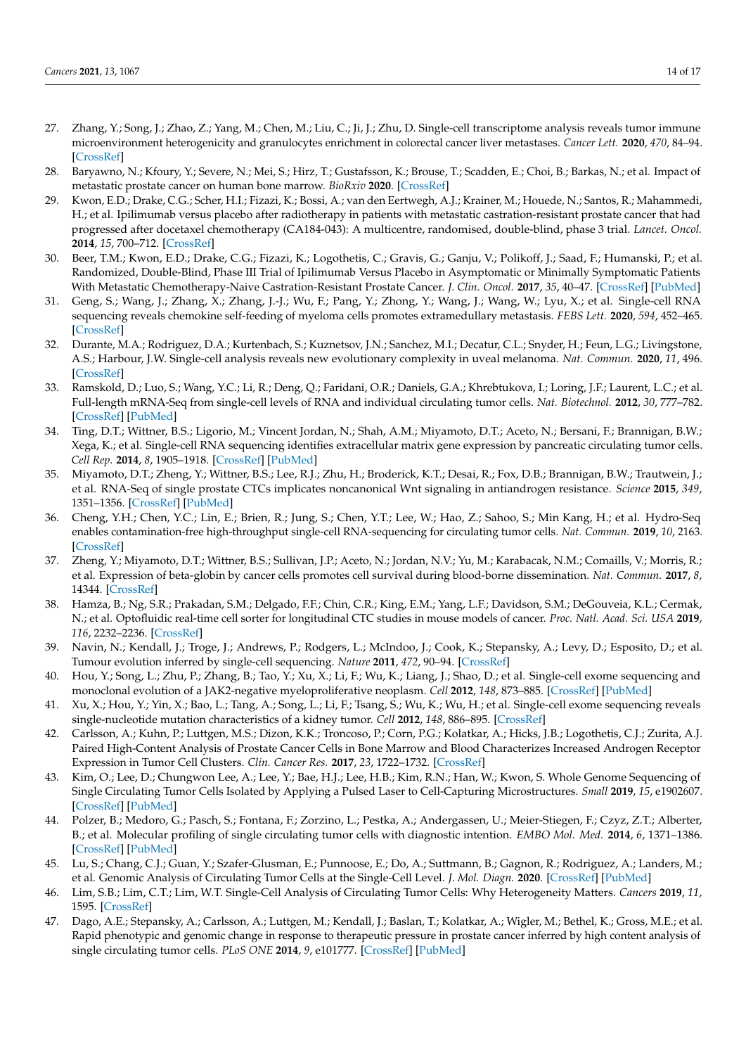27. Zhang, Y.; Song, J.; Zhao, Z.; Yang, M.; Chen, M.; Liu, C.; Ji, J.; Zhu, D. Single-cell transcriptome analysis reveals tumor immune microenvironment heterogenicity and granulocytes enrichment in colorectal cancer liver metastases. *Cancer Lett.* **2020**, *470*, 84–94. [CrossRef]
28. Baryawno, N.; Kfoury, Y.; Severe, N.; Mei, S.; Hirz, T.; Gustafsson, K.; Brouse, T.; Scadden, E.; Choi, B.; Barkas, N.; et al. Impact of metastatic prostate cancer on human bone marrow. *BioRxiv* **2020**. [CrossRef]
29. Kwon, E.D.; Drake, C.G.; Scher, H.I.; Fizazi, K.; Bossi, A.; van den Eertwegh, A.J.; Krainer, M.; Houede, N.; Santos, R.; Mahammedi, H.; et al. Ipilimumab versus placebo after radiotherapy in patients with metastatic castration-resistant prostate cancer that had progressed after docetaxel chemotherapy (CA184-043): A multicentre, randomised, double-blind, phase 3 trial. *Lancet. Oncol.* **2014**, *15*, 700–712. [CrossRef]
30. Beer, T.M.; Kwon, E.D.; Drake, C.G.; Fizazi, K.; Logothetis, C.; Gravis, G.; Ganju, V.; Polikoff, J.; Saad, F.; Humanski, P.; et al. Randomized, Double-Blind, Phase III Trial of Ipilimumab Versus Placebo in Asymptomatic or Minimally Symptomatic Patients With Metastatic Chemotherapy-Naive Castration-Resistant Prostate Cancer. *J. Clin. Oncol.* **2017**, *35*, 40–47. [CrossRef] [PubMed]
31. Geng, S.; Wang, J.; Zhang, X.; Zhang, J.-J.; Wu, F.; Pang, Y.; Zhong, Y.; Wang, J.; Wang, W.; Lyu, X.; et al. Single-cell RNA sequencing reveals chemokine self-feeding of myeloma cells promotes extramedullary metastasis. *FEBS Lett.* **2020**, *594*, 452–465. [CrossRef]
32. Durante, M.A.; Rodriguez, D.A.; Kurtenbach, S.; Kuznetsov, J.N.; Sanchez, M.I.; Decatur, C.L.; Snyder, H.; Feun, L.G.; Livingstone, A.S.; Harbour, J.W. Single-cell analysis reveals new evolutionary complexity in uveal melanoma. *Nat. Commun.* **2020**, *11*, 496. [CrossRef]
33. Ramskold, D.; Luo, S.; Wang, Y.C.; Li, R.; Deng, Q.; Faridani, O.R.; Daniels, G.A.; Khrebtukova, I.; Loring, J.F.; Laurent, L.C.; et al. Full-length mRNA-Seq from single-cell levels of RNA and individual circulating tumor cells. *Nat. Biotechnol.* **2012**, *30*, 777–782. [CrossRef] [PubMed]
34. Ting, D.T.; Wittner, B.S.; Ligorio, M.; Vincent Jordan, N.; Shah, A.M.; Miyamoto, D.T.; Aceto, N.; Bersani, F.; Brannigan, B.W.; Xega, K.; et al. Single-cell RNA sequencing identifies extracellular matrix gene expression by pancreatic circulating tumor cells. *Cell Rep.* **2014**, *8*, 1905–1918. [CrossRef] [PubMed]
35. Miyamoto, D.T.; Zheng, Y.; Wittner, B.S.; Lee, R.J.; Zhu, H.; Broderick, K.T.; Desai, R.; Fox, D.B.; Brannigan, B.W.; Trautwein, J.; et al. RNA-Seq of single prostate CTCs implicates noncanonical Wnt signaling in antiandrogen resistance. *Science* **2015**, *349*, 1351–1356. [CrossRef] [PubMed]
36. Cheng, Y.H.; Chen, Y.C.; Lin, E.; Brien, R.; Jung, S.; Chen, Y.T.; Lee, W.; Hao, Z.; Sahoo, S.; Min Kang, H.; et al. Hydro-Seq enables contamination-free high-throughput single-cell RNA-sequencing for circulating tumor cells. *Nat. Commun.* **2019**, *10*, 2163. [CrossRef]
37. Zheng, Y.; Miyamoto, D.T.; Wittner, B.S.; Sullivan, J.P.; Aceto, N.; Jordan, N.V.; Yu, M.; Karabacak, N.M.; Comaills, V.; Morris, R.; et al. Expression of beta-globin by cancer cells promotes cell survival during blood-borne dissemination. *Nat. Commun.* **2017**, *8*, 14344. [CrossRef]
38. Hamza, B.; Ng, S.R.; Prakadan, S.M.; Delgado, F.F.; Chin, C.R.; King, E.M.; Yang, L.F.; Davidson, S.M.; DeGouveia, K.L.; Cermak, N.; et al. Optofluidic real-time cell sorter for longitudinal CTC studies in mouse models of cancer. *Proc. Natl. Acad. Sci. USA* **2019**, *116*, 2232–2236. [CrossRef]
39. Navin, N.; Kendall, J.; Troge, J.; Andrews, P.; Rodgers, L.; McIndoo, J.; Cook, K.; Stepansky, A.; Levy, D.; Esposito, D.; et al. Tumour evolution inferred by single-cell sequencing. *Nature* **2011**, *472*, 90–94. [CrossRef]
40. Hou, Y.; Song, L.; Zhu, P.; Zhang, B.; Tao, Y.; Xu, X.; Li, F.; Wu, K.; Liang, J.; Shao, D.; et al. Single-cell exome sequencing and monoclonal evolution of a JAK2-negative myeloproliferative neoplasm. *Cell* **2012**, *148*, 873–885. [CrossRef] [PubMed]
41. Xu, X.; Hou, Y.; Yin, X.; Bao, L.; Tang, A.; Song, L.; Li, F.; Tsang, S.; Wu, K.; Wu, H.; et al. Single-cell exome sequencing reveals single-nucleotide mutation characteristics of a kidney tumor. *Cell* **2012**, *148*, 886–895. [CrossRef]
42. Carlsson, A.; Kuhn, P.; Luttgen, M.S.; Dizon, K.K.; Troncoso, P.; Corn, P.G.; Kolatkar, A.; Hicks, J.B.; Logothetis, C.J.; Zurita, A.J. Paired High-Content Analysis of Prostate Cancer Cells in Bone Marrow and Blood Characterizes Increased Androgen Receptor Expression in Tumor Cell Clusters. *Clin. Cancer Res.* **2017**, *23*, 1722–1732. [CrossRef]
43. Kim, O.; Lee, D.; Chungwon Lee, A.; Lee, Y.; Bae, H.J.; Lee, H.B.; Kim, R.N.; Han, W.; Kwon, S. Whole Genome Sequencing of Single Circulating Tumor Cells Isolated by Applying a Pulsed Laser to Cell-Capturing Microstructures. *Small* **2019**, *15*, e1902607. [CrossRef] [PubMed]
44. Polzer, B.; Medoro, G.; Pasch, S.; Fontana, F.; Zorzino, L.; Pestka, A.; Andergassen, U.; Meier-Stiegen, F.; Czyz, Z.T.; Alberter, B.; et al. Molecular profiling of single circulating tumor cells with diagnostic intention. *EMBO Mol. Med.* **2014**, *6*, 1371–1386. [CrossRef] [PubMed]
45. Lu, S.; Chang, C.J.; Guan, Y.; Szafer-Glusman, E.; Punnoose, E.; Do, A.; Suttmann, B.; Gagnon, R.; Rodriguez, A.; Landers, M.; et al. Genomic Analysis of Circulating Tumor Cells at the Single-Cell Level. *J. Mol. Diagn.* **2020**. [CrossRef] [PubMed]
46. Lim, S.B.; Lim, C.T.; Lim, W.T. Single-Cell Analysis of Circulating Tumor Cells: Why Heterogeneity Matters. *Cancers* **2019**, *11*, 1595. [CrossRef]
47. Dago, A.E.; Stepansky, A.; Carlsson, A.; Luttgen, M.; Kendall, J.; Baslan, T.; Kolatkar, A.; Wigler, M.; Bethel, K.; Gross, M.E.; et al. Rapid phenotypic and genomic change in response to therapeutic pressure in prostate cancer inferred by high content analysis of single circulating tumor cells. *PLoS ONE* **2014**, *9*, e101777. [CrossRef] [PubMed]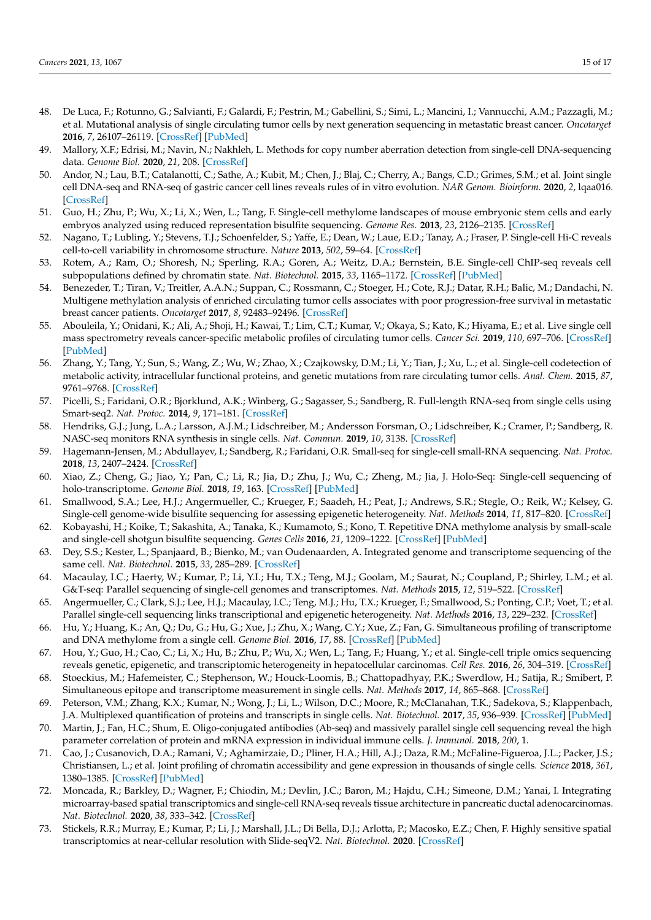48. De Luca, F.; Rotunno, G.; Salvianti, F.; Galardi, F.; Pestrin, M.; Gabellini, S.; Simi, L.; Mancini, I.; Vannucchi, A.M.; Pazzagli, M.; et al. Mutational analysis of single circulating tumor cells by next generation sequencing in metastatic breast cancer. *Oncotarget* **2016**, *7*, 26107–26119. [CrossRef] [PubMed]
49. Mallory, X.F.; Edrisi, M.; Navin, N.; Nakhleh, L. Methods for copy number aberration detection from single-cell DNA-sequencing data. *Genome Biol.* **2020**, *21*, 208. [CrossRef]
50. Andor, N.; Lau, B.T.; Catalanotti, C.; Sathe, A.; Kubit, M.; Chen, J.; Blaj, C.; Cherry, A.; Bangs, C.D.; Grimes, S.M.; et al. Joint single cell DNA-seq and RNA-seq of gastric cancer cell lines reveals rules of in vitro evolution. *NAR Genom. Bioinform.* **2020**, *2*, lqaa016. [CrossRef]
51. Guo, H.; Zhu, P.; Wu, X.; Li, X.; Wen, L.; Tang, F. Single-cell methylome landscapes of mouse embryonic stem cells and early embryos analyzed using reduced representation bisulfite sequencing. *Genome Res.* **2013**, *23*, 2126–2135. [CrossRef]
52. Nagano, T.; Lubling, Y.; Stevens, T.J.; Schoenfelder, S.; Yaffe, E.; Dean, W.; Laue, E.D.; Tanay, A.; Fraser, P. Single-cell Hi-C reveals cell-to-cell variability in chromosome structure. *Nature* **2013**, *502*, 59–64. [CrossRef]
53. Rotem, A.; Ram, O.; Shoresh, N.; Sperling, R.A.; Goren, A.; Weitz, D.A.; Bernstein, B.E. Single-cell ChIP-seq reveals cell subpopulations defined by chromatin state. *Nat. Biotechnol.* **2015**, *33*, 1165–1172. [CrossRef] [PubMed]
54. Benezeder, T.; Tiran, V.; Treitler, A.A.N.; Suppan, C.; Rossmann, C.; Stoeger, H.; Cote, R.J.; Datar, R.H.; Balic, M.; Dandachi, N. Multigene methylation analysis of enriched circulating tumor cells associates with poor progression-free survival in metastatic breast cancer patients. *Oncotarget* **2017**, *8*, 92483–92496. [CrossRef]
55. Abouleila, Y.; Onidani, K.; Ali, A.; Shoji, H.; Kawai, T.; Lim, C.T.; Kumar, V.; Okaya, S.; Kato, K.; Hiyama, E.; et al. Live single cell mass spectrometry reveals cancer-specific metabolic profiles of circulating tumor cells. *Cancer Sci.* **2019**, *110*, 697–706. [CrossRef] [PubMed]
56. Zhang, Y.; Tang, Y.; Sun, S.; Wang, Z.; Wu, W.; Zhao, X.; Czajkowsky, D.M.; Li, Y.; Tian, J.; Xu, L.; et al. Single-cell codetection of metabolic activity, intracellular functional proteins, and genetic mutations from rare circulating tumor cells. *Anal. Chem.* **2015**, *87*, 9761–9768. [CrossRef]
57. Picelli, S.; Faridani, O.R.; Bjorklund, A.K.; Winberg, G.; Sagasser, S.; Sandberg, R. Full-length RNA-seq from single cells using Smart-seq2. *Nat. Protoc.* **2014**, *9*, 171–181. [CrossRef]
58. Hendriks, G.J.; Jung, L.A.; Larsson, A.J.M.; Lidschreiber, M.; Andersson Forsman, O.; Lidschreiber, K.; Cramer, P.; Sandberg, R. NASC-seq monitors RNA synthesis in single cells. *Nat. Commun.* **2019**, *10*, 3138. [CrossRef]
59. Hagemann-Jensen, M.; Abdullayev, I.; Sandberg, R.; Faridani, O.R. Small-seq for single-cell small-RNA sequencing. *Nat. Protoc.* **2018**, *13*, 2407–2424. [CrossRef]
60. Xiao, Z.; Cheng, G.; Jiao, Y.; Pan, C.; Li, R.; Jia, D.; Zhu, J.; Wu, C.; Zheng, M.; Jia, J. Holo-Seq: Single-cell sequencing of holo-transcriptome. *Genome Biol.* **2018**, *19*, 163. [CrossRef] [PubMed]
61. Smallwood, S.A.; Lee, H.J.; Angermueller, C.; Krueger, F.; Saadeh, H.; Peat, J.; Andrews, S.R.; Stegle, O.; Reik, W.; Kelsey, G. Single-cell genome-wide bisulfite sequencing for assessing epigenetic heterogeneity. *Nat. Methods* **2014**, *11*, 817–820. [CrossRef]
62. Kobayashi, H.; Koike, T.; Sakashita, A.; Tanaka, K.; Kumamoto, S.; Kono, T. Repetitive DNA methylome analysis by small-scale and single-cell shotgun bisulfite sequencing. *Genes Cells* **2016**, *21*, 1209–1222. [CrossRef] [PubMed]
63. Dey, S.S.; Kester, L.; Spanjaard, B.; Bienko, M.; van Oudenaarden, A. Integrated genome and transcriptome sequencing of the same cell. *Nat. Biotechnol.* **2015**, *33*, 285–289. [CrossRef]
64. Macaulay, I.C.; Haerty, W.; Kumar, P.; Li, Y.I.; Hu, T.X.; Teng, M.J.; Goolam, M.; Saurat, N.; Coupland, P.; Shirley, L.M.; et al. G&T-seq: Parallel sequencing of single-cell genomes and transcriptomes. *Nat. Methods* **2015**, *12*, 519–522. [CrossRef]
65. Angermueller, C.; Clark, S.J.; Lee, H.J.; Macaulay, I.C.; Teng, M.J.; Hu, T.X.; Krueger, F.; Smallwood, S.; Ponting, C.P.; Voet, T.; et al. Parallel single-cell sequencing links transcriptional and epigenetic heterogeneity. *Nat. Methods* **2016**, *13*, 229–232. [CrossRef]
66. Hu, Y.; Huang, K.; An, Q.; Du, G.; Hu, G.; Xue, J.; Zhu, X.; Wang, C.Y.; Xue, Z.; Fan, G. Simultaneous profiling of transcriptome and DNA methylome from a single cell. *Genome Biol.* **2016**, *17*, 88. [CrossRef] [PubMed]
67. Hou, Y.; Guo, H.; Cao, C.; Li, X.; Hu, B.; Zhu, P.; Wu, X.; Wen, L.; Tang, F.; Huang, Y.; et al. Single-cell triple omics sequencing reveals genetic, epigenetic, and transcriptomic heterogeneity in hepatocellular carcinomas. *Cell Res.* **2016**, *26*, 304–319. [CrossRef]
68. Stoeckius, M.; Hafemeister, C.; Stephenson, W.; Houck-Loomis, B.; Chattopadhyay, P.K.; Swerdlow, H.; Satija, R.; Smibert, P. Simultaneous epitope and transcriptome measurement in single cells. *Nat. Methods* **2017**, *14*, 865–868. [CrossRef]
69. Peterson, V.M.; Zhang, K.X.; Kumar, N.; Wong, J.; Li, L.; Wilson, D.C.; Moore, R.; McClanahan, T.K.; Sadekova, S.; Klappenbach, J.A. Multiplexed quantification of proteins and transcripts in single cells. *Nat. Biotechnol.* **2017**, *35*, 936–939. [CrossRef] [PubMed]
70. Martin, J.; Fan, H.C.; Shum, E. Oligo-conjugated antibodies (Ab-seq) and massively parallel single cell sequencing reveal the high parameter correlation of protein and mRNA expression in individual immune cells. *J. Immunol.* **2018**, *200*, 1.
71. Cao, J.; Cusanovich, D.A.; Ramani, V.; Aghamirzaie, D.; Pliner, H.A.; Hill, A.J.; Daza, R.M.; McFaline-Figueroa, J.L.; Packer, J.S.; Christiansen, L.; et al. Joint profiling of chromatin accessibility and gene expression in thousands of single cells. *Science* **2018**, *361*, 1380–1385. [CrossRef] [PubMed]
72. Moncada, R.; Barkley, D.; Wagner, F.; Chiodin, M.; Devlin, J.C.; Baron, M.; Hajdu, C.H.; Simeone, D.M.; Yanai, I. Integrating microarray-based spatial transcriptomics and single-cell RNA-seq reveals tissue architecture in pancreatic ductal adenocarcinomas. *Nat. Biotechnol.* **2020**, *38*, 333–342. [CrossRef]
73. Stickels, R.R.; Murray, E.; Kumar, P.; Li, J.; Marshall, J.L.; Di Bella, D.J.; Arlotta, P.; Macosko, E.Z.; Chen, F. Highly sensitive spatial transcriptomics at near-cellular resolution with Slide-seqV2. *Nat. Biotechnol.* **2020**. [CrossRef]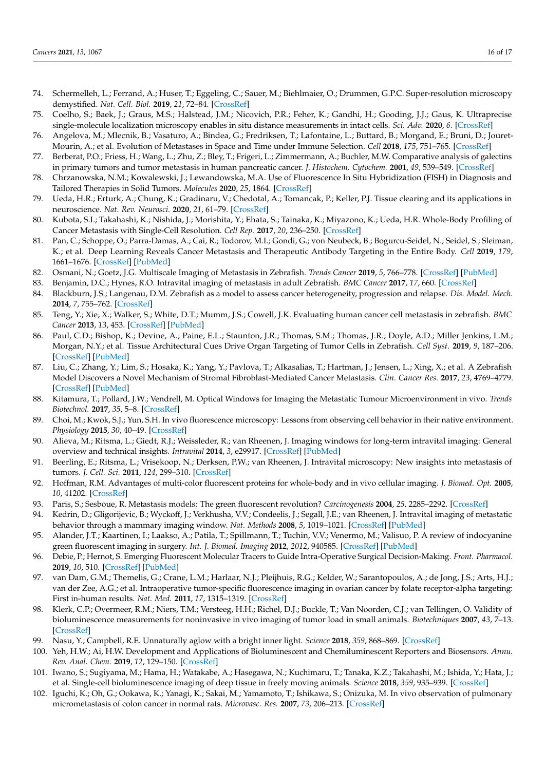74. Schermelleh, L.; Ferrand, A.; Huser, T.; Eggeling, C.; Sauer, M.; Biehlmaier, O.; Drummen, G.P.C. Super-resolution microscopy demystified. *Nat. Cell. Biol.* **2019**, *21*, 72–84. [CrossRef]
75. Coelho, S.; Baek, J.; Graus, M.S.; Halstead, J.M.; Nicovich, P.R.; Feher, K.; Gandhi, H.; Gooding, J.J.; Gaus, K. Ultraprecise single-molecule localization microscopy enables in situ distance measurements in intact cells. *Sci. Adv.* **2020**, *6*. [CrossRef]
76. Angelova, M.; Mlecnik, B.; Vasaturo, A.; Bindea, G.; Fredriksen, T.; Lafontaine, L.; Buttard, B.; Morgand, E.; Bruni, D.; Jouret-Mourin, A.; et al. Evolution of Metastases in Space and Time under Immune Selection. *Cell* **2018**, *175*, 751–765. [CrossRef]
77. Berberat, P.O.; Friess, H.; Wang, L.; Zhu, Z.; Bley, T.; Frigeri, L.; Zimmermann, A.; Buchler, M.W. Comparative analysis of galectins in primary tumors and tumor metastasis in human pancreatic cancer. *J. Histochem. Cytochem.* **2001**, *49*, 539–549. [CrossRef]
78. Chrzanowska, N.M.; Kowalewski, J.; Lewandowska, M.A. Use of Fluorescence In Situ Hybridization (FISH) in Diagnosis and Tailored Therapies in Solid Tumors. *Molecules* **2020**, *25*, 1864. [CrossRef]
79. Ueda, H.R.; Erturk, A.; Chung, K.; Gradinaru, V.; Chedotal, A.; Tomancak, P.; Keller, P.J. Tissue clearing and its applications in neuroscience. *Nat. Rev. Neurosci.* **2020**, *21*, 61–79. [CrossRef]
80. Kubota, S.I.; Takahashi, K.; Nishida, J.; Morishita, Y.; Ehata, S.; Tainaka, K.; Miyazono, K.; Ueda, H.R. Whole-Body Profiling of Cancer Metastasis with Single-Cell Resolution. *Cell Rep.* **2017**, *20*, 236–250. [CrossRef]
81. Pan, C.; Schoppe, O.; Parra-Damas, A.; Cai, R.; Todorov, M.I.; Gondi, G.; von Neubeck, B.; Bogurcu-Seidel, N.; Seidel, S.; Sleiman, K.; et al. Deep Learning Reveals Cancer Metastasis and Therapeutic Antibody Targeting in the Entire Body. *Cell* **2019**, *179*, 1661–1676. [CrossRef] [PubMed]
82. Osmani, N.; Goetz, J.G. Multiscale Imaging of Metastasis in Zebrafish. *Trends Cancer* **2019**, *5*, 766–778. [CrossRef] [PubMed]
83. Benjamin, D.C.; Hynes, R.O. Intravital imaging of metastasis in adult Zebrafish. *BMC Cancer* **2017**, *17*, 660. [CrossRef]
84. Blackburn, J.S.; Langenau, D.M. Zebrafish as a model to assess cancer heterogeneity, progression and relapse. *Dis. Model. Mech.* **2014**, *7*, 755–762. [CrossRef]
85. Teng, Y.; Xie, X.; Walker, S.; White, D.T.; Mumm, J.S.; Cowell, J.K. Evaluating human cancer cell metastasis in zebrafish. *BMC Cancer* **2013**, *13*, 453. [CrossRef] [PubMed]
86. Paul, C.D.; Bishop, K.; Devine, A.; Paine, E.L.; Staunton, J.R.; Thomas, S.M.; Thomas, J.R.; Doyle, A.D.; Miller Jenkins, L.M.; Morgan, N.Y.; et al. Tissue Architectural Cues Drive Organ Targeting of Tumor Cells in Zebrafish. *Cell Syst.* **2019**, *9*, 187–206. [CrossRef] [PubMed]
87. Liu, C.; Zhang, Y.; Lim, S.; Hosaka, K.; Yang, Y.; Pavlova, T.; Alkasalias, T.; Hartman, J.; Jensen, L.; Xing, X.; et al. A Zebrafish Model Discovers a Novel Mechanism of Stromal Fibroblast-Mediated Cancer Metastasis. *Clin. Cancer Res.* **2017**, *23*, 4769–4779. [CrossRef] [PubMed]
88. Kitamura, T.; Pollard, J.W.; Vendrell, M. Optical Windows for Imaging the Metastatic Tumour Microenvironment in vivo. *Trends Biotechnol.* **2017**, *35*, 5–8. [CrossRef]
89. Choi, M.; Kwok, S.J.; Yun, S.H. In vivo fluorescence microscopy: Lessons from observing cell behavior in their native environment. *Physiology* **2015**, *30*, 40–49. [CrossRef]
90. Alieva, M.; Ritsma, L.; Giedt, R.J.; Weissleder, R.; van Rheenen, J. Imaging windows for long-term intravital imaging: General overview and technical insights. *Intravital* **2014**, *3*, e29917. [CrossRef] [PubMed]
91. Beerling, E.; Ritsma, L.; Vrisekoop, N.; Derksen, P.W.; van Rheenen, J. Intravital microscopy: New insights into metastasis of tumors. *J. Cell. Sci.* **2011**, *124*, 299–310. [CrossRef]
92. Hoffman, R.M. Advantages of multi-color fluorescent proteins for whole-body and in vivo cellular imaging. *J. Biomed. Opt.* **2005**, *10*, 41202. [CrossRef]
93. Paris, S.; Sesboue, R. Metastasis models: The green fluorescent revolution? *Carcinogenesis* **2004**, *25*, 2285–2292. [CrossRef]
94. Kedrin, D.; Gligorijevic, B.; Wyckoff, J.; Verkhusha, V.V.; Condeelis, J.; Segall, J.E.; van Rheenen, J. Intravital imaging of metastatic behavior through a mammary imaging window. *Nat. Methods* **2008**, *5*, 1019–1021. [CrossRef] [PubMed]
95. Alander, J.T.; Kaartinen, I.; Laakso, A.; Patila, T.; Spillmann, T.; Tuchin, V.V.; Venermo, M.; Valisuo, P. A review of indocyanine green fluorescent imaging in surgery. *Int. J. Biomed. Imaging* **2012**, *2012*, 940585. [CrossRef] [PubMed]
96. Debie, P.; Hernot, S. Emerging Fluorescent Molecular Tracers to Guide Intra-Operative Surgical Decision-Making. *Front. Pharmacol.* **2019**, *10*, 510. [CrossRef] [PubMed]
97. van Dam, G.M.; Themelis, G.; Crane, L.M.; Harlaar, N.J.; Pleijhuis, R.G.; Kelder, W.; Sarantopoulos, A.; de Jong, J.S.; Arts, H.J.; van der Zee, A.G.; et al. Intraoperative tumor-specific fluorescence imaging in ovarian cancer by folate receptor-alpha targeting: First in-human results. *Nat. Med.* **2011**, *17*, 1315–1319. [CrossRef]
98. Klerk, C.P.; Overmeer, R.M.; Niers, T.M.; Versteeg, H.H.; Richel, D.J.; Buckle, T.; Van Noorden, C.J.; van Tellingen, O. Validity of bioluminescence measurements for noninvasive in vivo imaging of tumor load in small animals. *Biotechniques* **2007**, *43*, 7–13. [CrossRef]
99. Nasu, Y.; Campbell, R.E. Unnaturally aglow with a bright inner light. *Science* **2018**, *359*, 868–869. [CrossRef]
100. Yeh, H.W.; Ai, H.W. Development and Applications of Bioluminescent and Chemiluminescent Reporters and Biosensors. *Annu. Rev. Anal. Chem.* **2019**, *12*, 129–150. [CrossRef]
101. Iwano, S.; Sugiyama, M.; Hama, H.; Watakabe, A.; Hasegawa, N.; Kuchimaru, T.; Tanaka, K.Z.; Takahashi, M.; Ishida, Y.; Hata, J.; et al. Single-cell bioluminescence imaging of deep tissue in freely moving animals. *Science* **2018**, *359*, 935–939. [CrossRef]
102. Iguchi, K.; Oh, G.; Ookawa, K.; Yanagi, K.; Sakai, M.; Yamamoto, T.; Ishikawa, S.; Onizuka, M. In vivo observation of pulmonary micrometastasis of colon cancer in normal rats. *Microvasc. Res.* **2007**, *73*, 206–213. [CrossRef]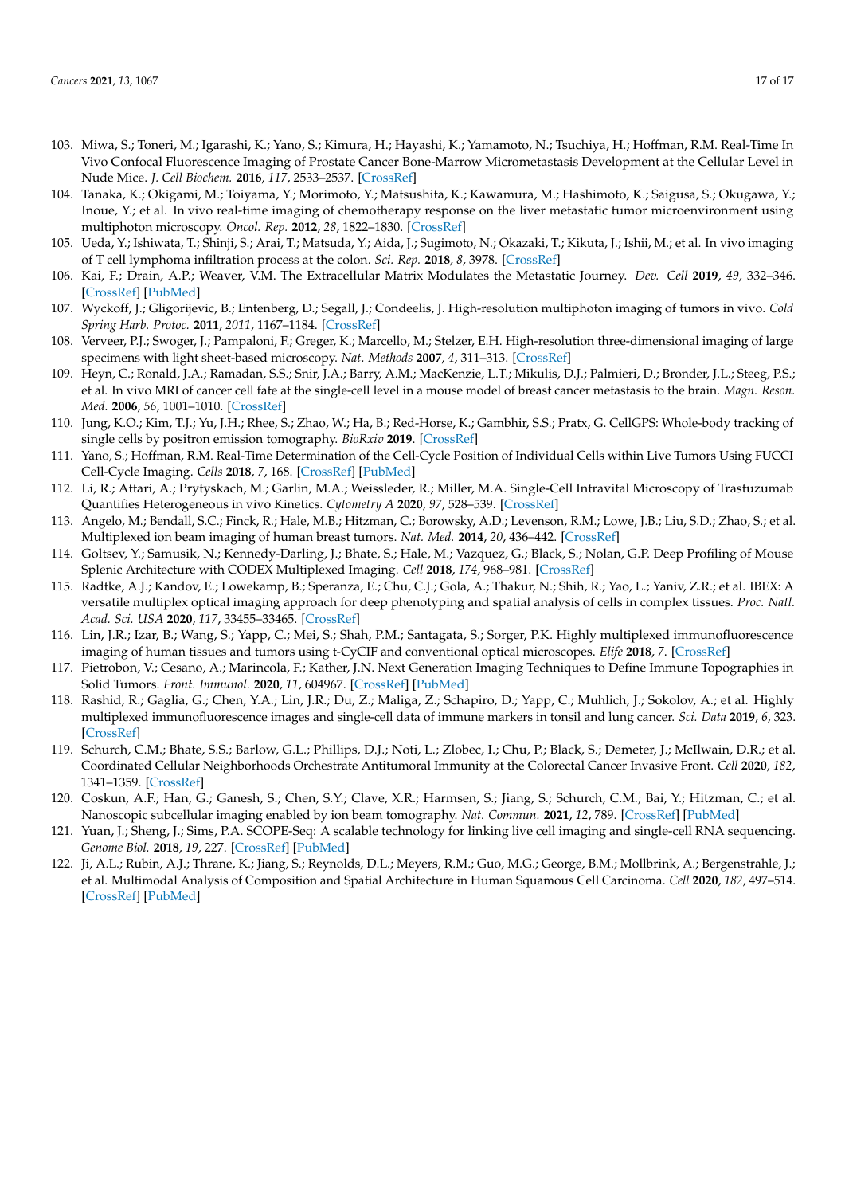103. Miwa, S.; Toneri, M.; Igarashi, K.; Yano, S.; Kimura, H.; Hayashi, K.; Yamamoto, N.; Tsuchiya, H.; Hoffman, R.M. Real-Time In Vivo Confocal Fluorescence Imaging of Prostate Cancer Bone-Marrow Micrometastasis Development at the Cellular Level in Nude Mice. *J. Cell Biochem.* **2016**, *117*, 2533–2537. [CrossRef]
104. Tanaka, K.; Okigami, M.; Toiyama, Y.; Morimoto, Y.; Matsushita, K.; Kawamura, M.; Hashimoto, K.; Saigusa, S.; Okugawa, Y.; Inoue, Y.; et al. In vivo real-time imaging of chemotherapy response on the liver metastatic tumor microenvironment using multiphoton microscopy. *Oncol. Rep.* **2012**, *28*, 1822–1830. [CrossRef]
105. Ueda, Y.; Ishiwata, T.; Shinji, S.; Arai, T.; Matsuda, Y.; Aida, J.; Sugimoto, N.; Okazaki, T.; Kikuta, J.; Ishii, M.; et al. In vivo imaging of T cell lymphoma infiltration process at the colon. *Sci. Rep.* **2018**, *8*, 3978. [CrossRef]
106. Kai, F.; Drain, A.P.; Weaver, V.M. The Extracellular Matrix Modulates the Metastatic Journey. *Dev. Cell* **2019**, *49*, 332–346. [CrossRef] [PubMed]
107. Wyckoff, J.; Gligorijevic, B.; Entenberg, D.; Segall, J.; Condeelis, J. High-resolution multiphoton imaging of tumors in vivo. *Cold Spring Harb. Protoc.* **2011**, *2011*, 1167–1184. [CrossRef]
108. Verveer, P.J.; Swoger, J.; Pampaloni, F.; Greger, K.; Marcello, M.; Stelzer, E.H. High-resolution three-dimensional imaging of large specimens with light sheet-based microscopy. *Nat. Methods* **2007**, *4*, 311–313. [CrossRef]
109. Heyn, C.; Ronald, J.A.; Ramadan, S.S.; Snir, J.A.; Barry, A.M.; MacKenzie, L.T.; Mikulis, D.J.; Palmieri, D.; Bronder, J.L.; Steeg, P.S.; et al. In vivo MRI of cancer cell fate at the single-cell level in a mouse model of breast cancer metastasis to the brain. *Magn. Reson. Med.* **2006**, *56*, 1001–1010. [CrossRef]
110. Jung, K.O.; Kim, T.J.; Yu, J.H.; Rhee, S.; Zhao, W.; Ha, B.; Red-Horse, K.; Gambhir, S.S.; Pratx, G. CellGPS: Whole-body tracking of single cells by positron emission tomography. *BioRxiv* **2019**. [CrossRef]
111. Yano, S.; Hoffman, R.M. Real-Time Determination of the Cell-Cycle Position of Individual Cells within Live Tumors Using FUCCI Cell-Cycle Imaging. *Cells* **2018**, *7*, 168. [CrossRef] [PubMed]
112. Li, R.; Attari, A.; Prytyskach, M.; Garlin, M.A.; Weissleder, R.; Miller, M.A. Single-Cell Intravital Microscopy of Trastuzumab Quantifies Heterogeneous in vivo Kinetics. *Cytometry A* **2020**, *97*, 528–539. [CrossRef]
113. Angelo, M.; Bendall, S.C.; Finck, R.; Hale, M.B.; Hitzman, C.; Borowsky, A.D.; Levenson, R.M.; Lowe, J.B.; Liu, S.D.; Zhao, S.; et al. Multiplexed ion beam imaging of human breast tumors. *Nat. Med.* **2014**, *20*, 436–442. [CrossRef]
114. Goltsev, Y.; Samusik, N.; Kennedy-Darling, J.; Bhate, S.; Hale, M.; Vazquez, G.; Black, S.; Nolan, G.P. Deep Profiling of Mouse Splenic Architecture with CODEX Multiplexed Imaging. *Cell* **2018**, *174*, 968–981. [CrossRef]
115. Radtke, A.J.; Kandov, E.; Lowekamp, B.; Speranza, E.; Chu, C.J.; Gola, A.; Thakur, N.; Shih, R.; Yao, L.; Yaniv, Z.R.; et al. IBEX: A versatile multiplex optical imaging approach for deep phenotyping and spatial analysis of cells in complex tissues. *Proc. Natl. Acad. Sci. USA* **2020**, *117*, 33455–33465. [CrossRef]
116. Lin, J.R.; Izar, B.; Wang, S.; Yapp, C.; Mei, S.; Shah, P.M.; Santagata, S.; Sorger, P.K. Highly multiplexed immunofluorescence imaging of human tissues and tumors using t-CyCIF and conventional optical microscopes. *Elife* **2018**, *7*. [CrossRef]
117. Pietrobon, V.; Cesano, A.; Marincola, F.; Kather, J.N. Next Generation Imaging Techniques to Define Immune Topographies in Solid Tumors. *Front. Immunol.* **2020**, *11*, 604967. [CrossRef] [PubMed]
118. Rashid, R.; Gaglia, G.; Chen, Y.A.; Lin, J.R.; Du, Z.; Maliga, Z.; Schapiro, D.; Yapp, C.; Muhlich, J.; Sokolov, A.; et al. Highly multiplexed immunofluorescence images and single-cell data of immune markers in tonsil and lung cancer. *Sci. Data* **2019**, *6*, 323. [CrossRef]
119. Schurch, C.M.; Bhate, S.S.; Barlow, G.L.; Phillips, D.J.; Noti, L.; Zlobec, I.; Chu, P.; Black, S.; Demeter, J.; McIlwain, D.R.; et al. Coordinated Cellular Neighborhoods Orchestrate Antitumoral Immunity at the Colorectal Cancer Invasive Front. *Cell* **2020**, *182*, 1341–1359. [CrossRef]
120. Coskun, A.F.; Han, G.; Ganesh, S.; Chen, S.Y.; Clave, X.R.; Harmsen, S.; Jiang, S.; Schurch, C.M.; Bai, Y.; Hitzman, C.; et al. Nanoscopic subcellular imaging enabled by ion beam tomography. *Nat. Commun.* **2021**, *12*, 789. [CrossRef] [PubMed]
121. Yuan, J.; Sheng, J.; Sims, P.A. SCOPE-Seq: A scalable technology for linking live cell imaging and single-cell RNA sequencing. *Genome Biol.* **2018**, *19*, 227. [CrossRef] [PubMed]
122. Ji, A.L.; Rubin, A.J.; Thrane, K.; Jiang, S.; Reynolds, D.L.; Meyers, R.M.; Guo, M.G.; George, B.M.; Mollbrink, A.; Bergenstrahle, J.; et al. Multimodal Analysis of Composition and Spatial Architecture in Human Squamous Cell Carcinoma. *Cell* **2020**, *182*, 497–514. [CrossRef] [PubMed]